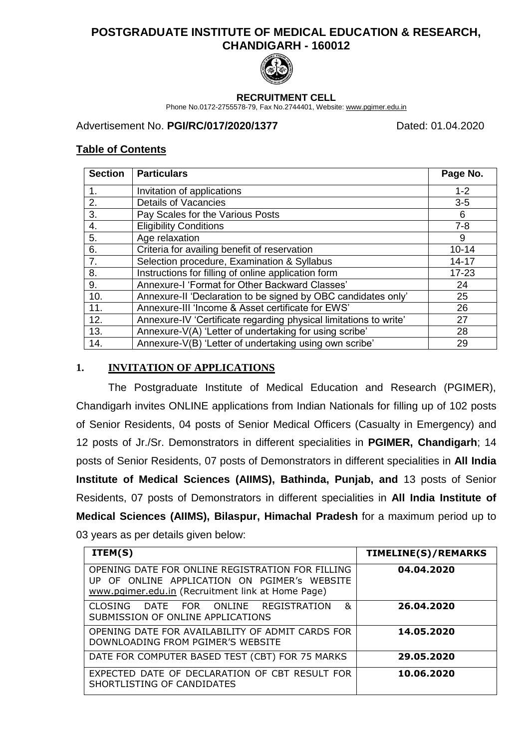# POSTGRADUATE INSTITUTE OF MEDICAL EDUCATION & RESEARCH, CHANDIGARH - 160012

**RECRUITMENT CELL**

Phone No.0172-2755578-79, Fax No.2744401, Website: www.pgimer.edu.in

Advertisement No. **PGI/RC/017/2020/1377** Dated: 01.04.2020

## Table of Contents

| Section | Particulars | Page No. |
|---|---|---|
| 1. | Invitation of applications | 1-2 |
| 2. | Details of Vacancies | 3-5 |
| 3. | Pay Scales for the Various Posts | 6 |
| 4. | Eligibility Conditions | 7-8 |
| 5. | Age relaxation | 9 |
| 6. | Criteria for availing benefit of reservation | 10-14 |
| 7. | Selection procedure, Examination & Syllabus | 14-17 |
| 8. | Instructions for filling of online application form | 17-23 |
| 9. | Annexure-I 'Format for Other Backward Classes' | 24 |
| 10. | Annexure-II 'Declaration to be signed by OBC candidates only' | 25 |
| 11. | Annexure-III 'Income & Asset certificate for EWS' | 26 |
| 12. | Annexure-IV 'Certificate regarding physical limitations to write' | 27 |
| 13. | Annexure-V(A) 'Letter of undertaking for using scribe' | 28 |
| 14. | Annexure-V(B) 'Letter of undertaking using own scribe' | 29 |

## 1. INVITATION OF APPLICATIONS

The Postgraduate Institute of Medical Education and Research (PGIMER), Chandigarh invites ONLINE applications from Indian Nationals for filling up of 102 posts of Senior Residents, 04 posts of Senior Medical Officers (Casualty in Emergency) and 12 posts of Jr./Sr. Demonstrators in different specialities in **PGIMER, Chandigarh**; 14 posts of Senior Residents, 07 posts of Demonstrators in different specialities in **All India Institute of Medical Sciences (AIIMS), Bathinda, Punjab, and** 13 posts of Senior Residents, 07 posts of Demonstrators in different specialities in **All India Institute of Medical Sciences (AIIMS), Bilaspur, Himachal Pradesh** for a maximum period up to 03 years as per details given below:

| ITEM(S) | TIMELINE(S)/REMARKS |
|---|---|
| OPENING DATE FOR ONLINE REGISTRATION FOR FILLING UP OF ONLINE APPLICATION ON PGIMER's WEBSITE www.pgimer.edu.in (Recruitment link at Home Page) | **04.04.2020** |
| CLOSING DATE FOR ONLINE REGISTRATION & SUBMISSION OF ONLINE APPLICATIONS | **26.04.2020** |
| OPENING DATE FOR AVAILABILITY OF ADMIT CARDS FOR DOWNLOADING FROM PGIMER'S WEBSITE | **14.05.2020** |
| DATE FOR COMPUTER BASED TEST (CBT) FOR 75 MARKS | **29.05.2020** |
| EXPECTED DATE OF DECLARATION OF CBT RESULT FOR SHORTLISTING OF CANDIDATES | **10.06.2020** |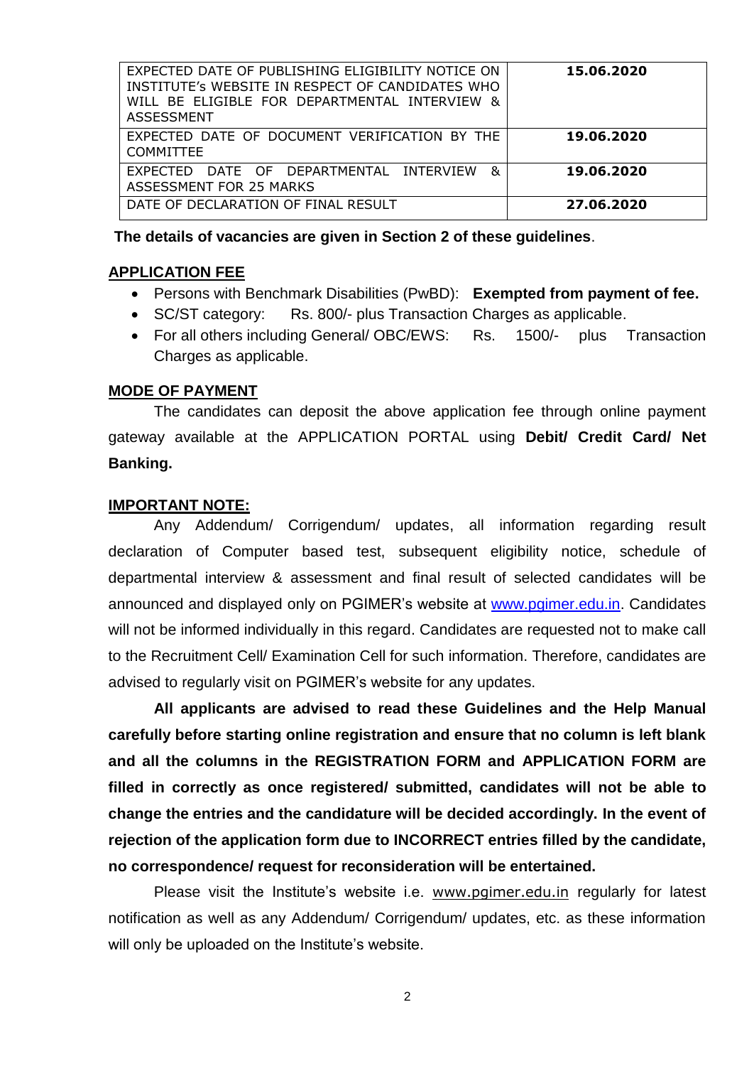| EXPECTED DATE OF PUBLISHING ELIGIBILITY NOTICE ON INSTITUTE's WEBSITE IN RESPECT OF CANDIDATES WHO WILL BE ELIGIBLE FOR DEPARTMENTAL INTERVIEW & ASSESSMENT | **15.06.2020** |
|---|---|
| EXPECTED DATE OF DOCUMENT VERIFICATION BY THE COMMITTEE | **19.06.2020** |
| EXPECTED DATE OF DEPARTMENTAL INTERVIEW & ASSESSMENT FOR 25 MARKS | **19.06.2020** |
| DATE OF DECLARATION OF FINAL RESULT | **27.06.2020** |

**The details of vacancies are given in Section 2 of these guidelines**.

## APPLICATION FEE

- Persons with Benchmark Disabilities (PwBD): **Exempted from payment of fee.**
- SC/ST category: Rs. 800/- plus Transaction Charges as applicable.
- For all others including General/ OBC/EWS: Rs. 1500/- plus Transaction Charges as applicable.

## MODE OF PAYMENT

The candidates can deposit the above application fee through online payment gateway available at the APPLICATION PORTAL using **Debit/ Credit Card/ Net Banking.**

## IMPORTANT NOTE:

Any Addendum/ Corrigendum/ updates, all information regarding result declaration of Computer based test, subsequent eligibility notice, schedule of departmental interview & assessment and final result of selected candidates will be announced and displayed only on PGIMER's website at www.pgimer.edu.in. Candidates will not be informed individually in this regard. Candidates are requested not to make call to the Recruitment Cell/ Examination Cell for such information. Therefore, candidates are advised to regularly visit on PGIMER's website for any updates.

**All applicants are advised to read these Guidelines and the Help Manual carefully before starting online registration and ensure that no column is left blank and all the columns in the REGISTRATION FORM and APPLICATION FORM are filled in correctly as once registered/ submitted, candidates will not be able to change the entries and the candidature will be decided accordingly. In the event of rejection of the application form due to INCORRECT entries filled by the candidate, no correspondence/ request for reconsideration will be entertained.**

Please visit the Institute's website i.e. www.pgimer.edu.in regularly for latest notification as well as any Addendum/ Corrigendum/ updates, etc. as these information will only be uploaded on the Institute's website.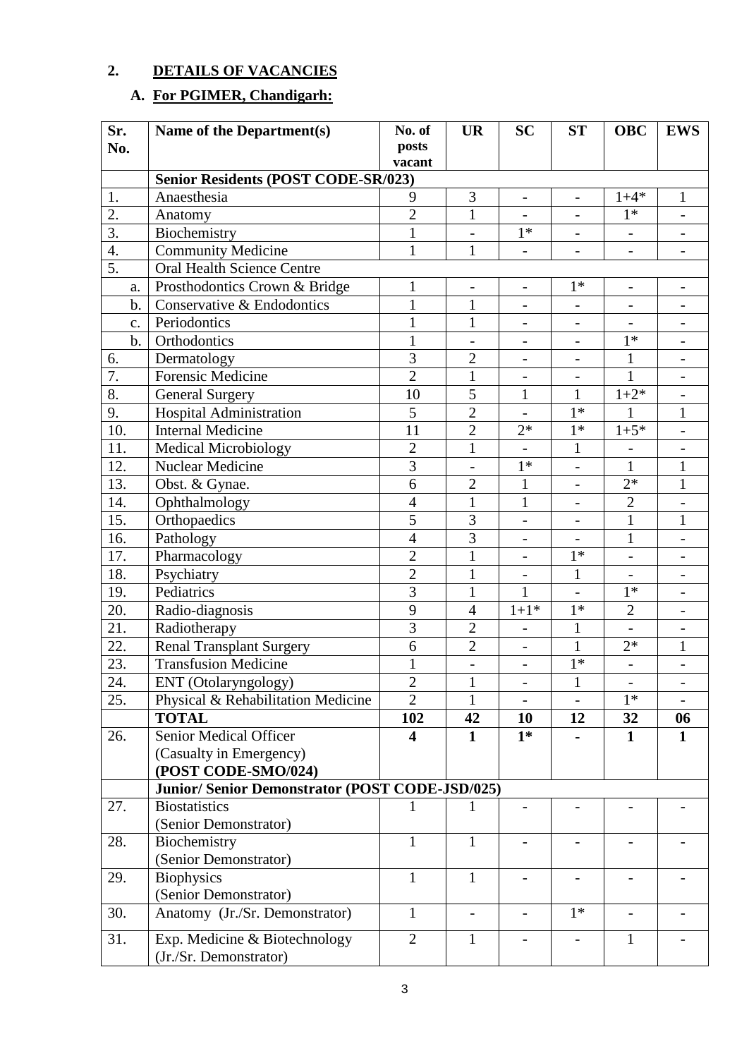## 2. DETAILS OF VACANCIES

### A. For PGIMER, Chandigarh:

| Sr. No. | Name of the Department(s) | No. of posts vacant | UR | SC | ST | OBC | EWS |
|---|---|---|---|---|---|---|---|
| | **Senior Residents (POST CODE-SR/023)** | | | | | | |
| 1. | Anaesthesia | 9 | 3 | - | - | 1+4* | 1 |
| 2. | Anatomy | 2 | 1 | - | - | 1* | - |
| 3. | Biochemistry | 1 | - | 1* | - | - | - |
| 4. | Community Medicine | 1 | 1 | - | - | - | - |
| 5. | Oral Health Science Centre | | | | | | |
| a. | Prosthodontics Crown & Bridge | 1 | - | - | 1* | - | - |
| b. | Conservative & Endodontics | 1 | 1 | - | - | - | - |
| c. | Periodontics | 1 | 1 | - | - | - | - |
| b. | Orthodontics | 1 | - | - | - | 1* | - |
| 6. | Dermatology | 3 | 2 | - | - | 1 | - |
| 7. | Forensic Medicine | 2 | 1 | - | - | 1 | - |
| 8. | General Surgery | 10 | 5 | 1 | 1 | 1+2* | - |
| 9. | Hospital Administration | 5 | 2 | - | 1* | 1 | 1 |
| 10. | Internal Medicine | 11 | 2 | 2* | 1* | 1+5* | - |
| 11. | Medical Microbiology | 2 | 1 | - | 1 | - | - |
| 12. | Nuclear Medicine | 3 | - | 1* | - | 1 | 1 |
| 13. | Obst. & Gynae. | 6 | 2 | 1 | - | 2* | 1 |
| 14. | Ophthalmology | 4 | 1 | 1 | - | 2 | - |
| 15. | Orthopaedics | 5 | 3 | - | - | 1 | 1 |
| 16. | Pathology | 4 | 3 | - | - | 1 | - |
| 17. | Pharmacology | 2 | 1 | - | 1* | - | - |
| 18. | Psychiatry | 2 | 1 | - | 1 | - | - |
| 19. | Pediatrics | 3 | 1 | 1 | - | 1* | - |
| 20. | Radio-diagnosis | 9 | 4 | 1+1* | 1* | 2 | - |
| 21. | Radiotherapy | 3 | 2 | - | 1 | - | - |
| 22. | Renal Transplant Surgery | 6 | 2 | - | 1 | 2* | 1 |
| 23. | Transfusion Medicine | 1 | - | - | 1* | - | - |
| 24. | ENT (Otolaryngology) | 2 | 1 | - | 1 | - | - |
| 25. | Physical & Rehabilitation Medicine | 2 | 1 | - | - | 1* | - |
| | **TOTAL** | **102** | **42** | **10** | **12** | **32** | **06** |
| 26. | Senior Medical Officer (Casualty in Emergency) **(POST CODE-SMO/024)** | **4** | **1** | **1*** | **-** | **1** | **1** |
| | **Junior/ Senior Demonstrator (POST CODE-JSD/025)** | | | | | | |
| 27. | Biostatistics (Senior Demonstrator) | 1 | 1 | - | - | - | - |
| 28. | Biochemistry (Senior Demonstrator) | 1 | 1 | - | - | - | - |
| 29. | Biophysics (Senior Demonstrator) | 1 | 1 | - | - | - | - |
| 30. | Anatomy (Jr./Sr. Demonstrator) | 1 | - | - | 1* | - | - |
| 31. | Exp. Medicine & Biotechnology (Jr./Sr. Demonstrator) | 2 | 1 | - | - | 1 | - |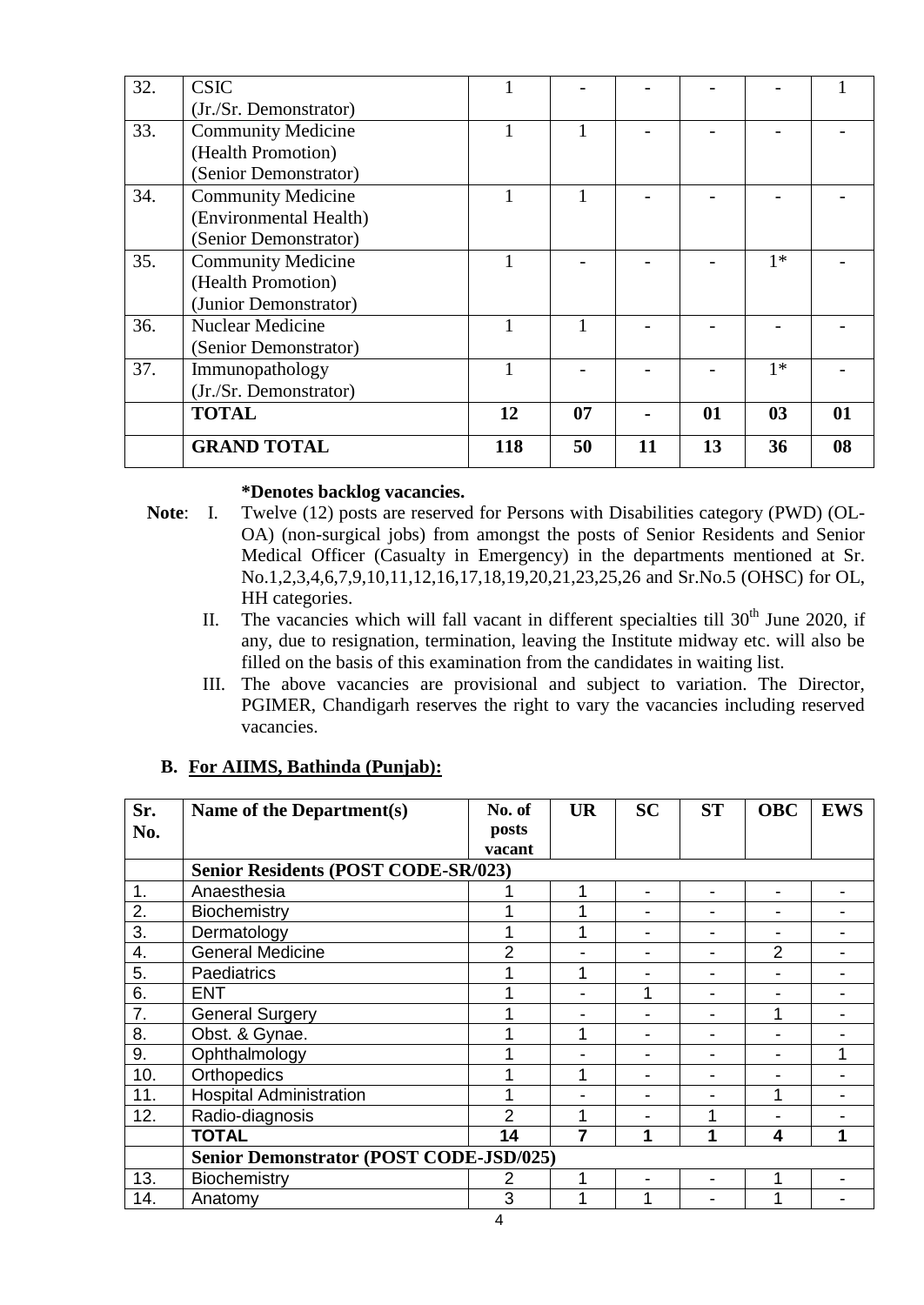| 32. | CSIC (Jr./Sr. Demonstrator) | 1 | - | - | - | - | 1 |
|---|---|---|---|---|---|---|---|
| 33. | Community Medicine (Health Promotion) (Senior Demonstrator) | 1 | 1 | - | - | - | - |
| 34. | Community Medicine (Environmental Health) (Senior Demonstrator) | 1 | 1 | - | - | - | - |
| 35. | Community Medicine (Health Promotion) (Junior Demonstrator) | 1 | - | - | - | 1* | - |
| 36. | Nuclear Medicine (Senior Demonstrator) | 1 | 1 | - | - | - | - |
| 37. | Immunopathology (Jr./Sr. Demonstrator) | 1 | - | - | - | 1* | - |
| | **TOTAL** | **12** | **07** | **-** | **01** | **03** | **01** |
| | **GRAND TOTAL** | **118** | **50** | **11** | **13** | **36** | **08** |

**\*Denotes backlog vacancies.**

**Note**:

I. Twelve (12) posts are reserved for Persons with Disabilities category (PWD) (OL-OA) (non-surgical jobs) from amongst the posts of Senior Residents and Senior Medical Officer (Casualty in Emergency) in the departments mentioned at Sr. No.1,2,3,4,6,7,9,10,11,12,16,17,18,19,20,21,23,25,26 and Sr.No.5 (OHSC) for OL, HH categories.

II. The vacancies which will fall vacant in different specialties till 30th June 2020, if any, due to resignation, termination, leaving the Institute midway etc. will also be filled on the basis of this examination from the candidates in waiting list.

III. The above vacancies are provisional and subject to variation. The Director, PGIMER, Chandigarh reserves the right to vary the vacancies including reserved vacancies.

## B. For AIIMS, Bathinda (Punjab):

| Sr. No. | Name of the Department(s) | No. of posts vacant | UR | SC | ST | OBC | EWS |
|---|---|---|---|---|---|---|---|
| | **Senior Residents (POST CODE-SR/023)** | | | | | | |
| 1. | Anaesthesia | 1 | 1 | - | - | - | - |
| 2. | Biochemistry | 1 | 1 | - | - | - | - |
| 3. | Dermatology | 1 | 1 | - | - | - | - |
| 4. | General Medicine | 2 | - | - | - | 2 | - |
| 5. | Paediatrics | 1 | 1 | - | - | - | - |
| 6. | ENT | 1 | - | 1 | - | - | - |
| 7. | General Surgery | 1 | - | - | - | 1 | - |
| 8. | Obst. & Gynae. | 1 | 1 | - | - | - | - |
| 9. | Ophthalmology | 1 | - | - | - | - | 1 |
| 10. | Orthopedics | 1 | 1 | - | - | - | - |
| 11. | Hospital Administration | 1 | - | - | - | 1 | - |
| 12. | Radio-diagnosis | 2 | 1 | - | 1 | - | - |
| | **TOTAL** | **14** | **7** | **1** | **1** | **4** | **1** |
| | **Senior Demonstrator (POST CODE-JSD/025)** | | | | | | |
| 13. | Biochemistry | 2 | 1 | - | - | 1 | - |
| 14. | Anatomy | 3 | 1 | 1 | - | 1 | - |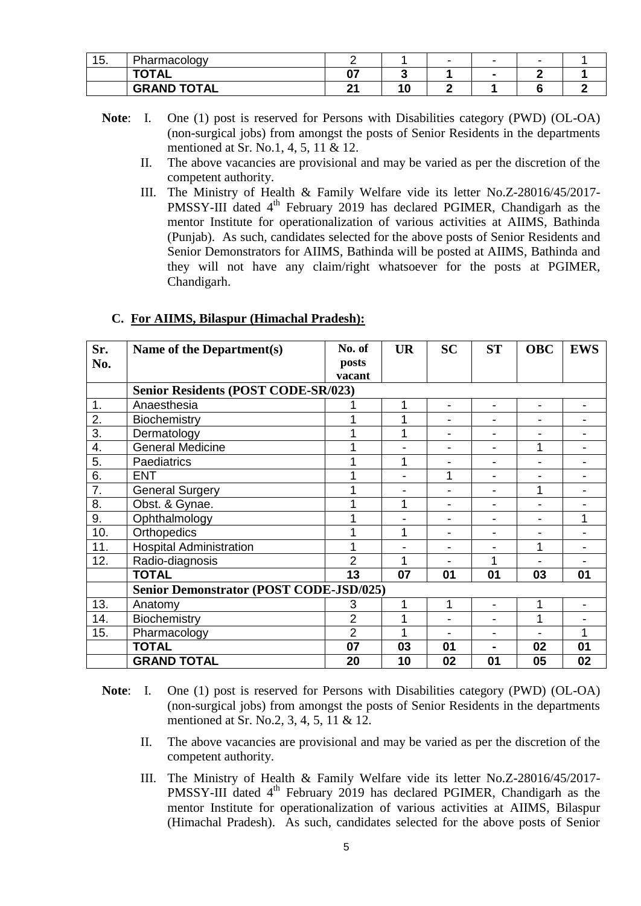| 15. | Pharmacology | 2 | 1 | - | - | - | 1 |
|---|---|---|---|---|---|---|---|
| | **TOTAL** | **07** | **3** | **1** | **-** | **2** | **1** |
| | **GRAND TOTAL** | **21** | **10** | **2** | **1** | **6** | **2** |

**Note**: I. One (1) post is reserved for Persons with Disabilities category (PWD) (OL-OA) (non-surgical jobs) from amongst the posts of Senior Residents in the departments mentioned at Sr. No.1, 4, 5, 11 & 12.

II. The above vacancies are provisional and may be varied as per the discretion of the competent authority.

III. The Ministry of Health & Family Welfare vide its letter No.Z-28016/45/2017-PMSSY-III dated 4th February 2019 has declared PGIMER, Chandigarh as the mentor Institute for operationalization of various activities at AIIMS, Bathinda (Punjab). As such, candidates selected for the above posts of Senior Residents and Senior Demonstrators for AIIMS, Bathinda will be posted at AIIMS, Bathinda and they will not have any claim/right whatsoever for the posts at PGIMER, Chandigarh.

## C. For AIIMS, Bilaspur (Himachal Pradesh):

| Sr. No. | Name of the Department(s) | No. of posts vacant | UR | SC | ST | OBC | EWS |
|---|---|---|---|---|---|---|---|
| | **Senior Residents (POST CODE-SR/023)** | | | | | | |
| 1. | Anaesthesia | 1 | 1 | - | - | - | - |
| 2. | Biochemistry | 1 | 1 | - | - | - | - |
| 3. | Dermatology | 1 | 1 | - | - | - | - |
| 4. | General Medicine | 1 | - | - | - | 1 | - |
| 5. | Paediatrics | 1 | 1 | - | - | - | - |
| 6. | ENT | 1 | - | 1 | - | - | - |
| 7. | General Surgery | 1 | - | - | - | 1 | - |
| 8. | Obst. & Gynae. | 1 | 1 | - | - | - | - |
| 9. | Ophthalmology | 1 | - | - | - | - | 1 |
| 10. | Orthopedics | 1 | 1 | - | - | - | - |
| 11. | Hospital Administration | 1 | - | - | - | 1 | - |
| 12. | Radio-diagnosis | 2 | 1 | - | 1 | - | - |
| | **TOTAL** | **13** | **07** | **01** | **01** | **03** | **01** |
| | **Senior Demonstrator (POST CODE-JSD/025)** | | | | | | |
| 13. | Anatomy | 3 | 1 | 1 | - | 1 | - |
| 14. | Biochemistry | 2 | 1 | - | - | 1 | - |
| 15. | Pharmacology | 2 | 1 | - | - | - | 1 |
| | **TOTAL** | **07** | **03** | **01** | **-** | **02** | **01** |
| | **GRAND TOTAL** | **20** | **10** | **02** | **01** | **05** | **02** |

**Note**: I. One (1) post is reserved for Persons with Disabilities category (PWD) (OL-OA) (non-surgical jobs) from amongst the posts of Senior Residents in the departments mentioned at Sr. No.2, 3, 4, 5, 11 & 12.

II. The above vacancies are provisional and may be varied as per the discretion of the competent authority.

III. The Ministry of Health & Family Welfare vide its letter No.Z-28016/45/2017-PMSSY-III dated 4th February 2019 has declared PGIMER, Chandigarh as the mentor Institute for operationalization of various activities at AIIMS, Bilaspur (Himachal Pradesh). As such, candidates selected for the above posts of Senior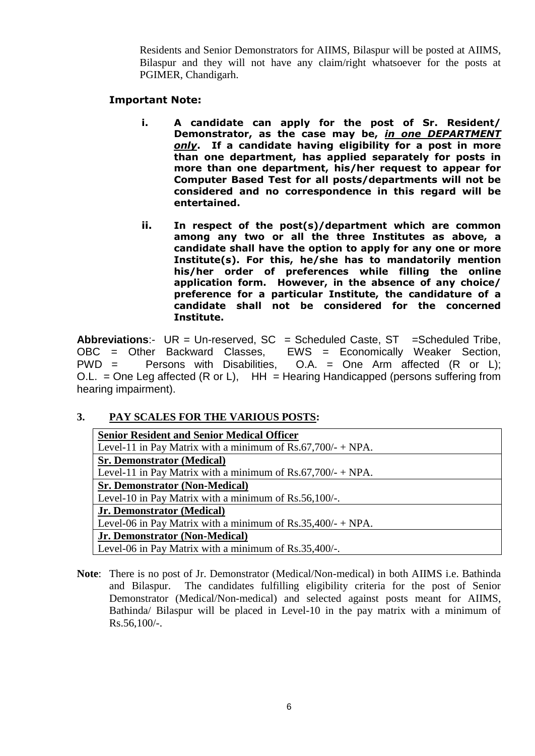Residents and Senior Demonstrators for AIIMS, Bilaspur will be posted at AIIMS, Bilaspur and they will not have any claim/right whatsoever for the posts at PGIMER, Chandigarh.

**Important Note:**

- **i. A candidate can apply for the post of Sr. Resident/ Demonstrator, as the case may be, *in one DEPARTMENT only*. If a candidate having eligibility for a post in more than one department, has applied separately for posts in more than one department, his/her request to appear for Computer Based Test for all posts/departments will not be considered and no correspondence in this regard will be entertained.**

- **ii. In respect of the post(s)/department which are common among any two or all the three Institutes as above, a candidate shall have the option to apply for any one or more Institute(s). For this, he/she has to mandatorily mention his/her order of preferences while filling the online application form. However, in the absence of any choice/ preference for a particular Institute, the candidature of a candidate shall not be considered for the concerned Institute.**

**Abbreviations**:- UR = Un-reserved, SC = Scheduled Caste, ST =Scheduled Tribe, OBC = Other Backward Classes, EWS = Economically Weaker Section, PWD = Persons with Disabilities, O.A. = One Arm affected (R or L); O.L. = One Leg affected (R or L), HH = Hearing Handicapped (persons suffering from hearing impairment).

## 3. PAY SCALES FOR THE VARIOUS POSTS:

| **Senior Resident and Senior Medical Officer** |
|---|
| Level-11 in Pay Matrix with a minimum of Rs.67,700/- + NPA. |
| **Sr. Demonstrator (Medical)** |
| Level-11 in Pay Matrix with a minimum of Rs.67,700/- + NPA. |
| **Sr. Demonstrator (Non-Medical)** |
| Level-10 in Pay Matrix with a minimum of Rs.56,100/-. |
| **Jr. Demonstrator (Medical)** |
| Level-06 in Pay Matrix with a minimum of Rs.35,400/- + NPA. |
| **Jr. Demonstrator (Non-Medical)** |
| Level-06 in Pay Matrix with a minimum of Rs.35,400/-. |

**Note**: There is no post of Jr. Demonstrator (Medical/Non-medical) in both AIIMS i.e. Bathinda and Bilaspur. The candidates fulfilling eligibility criteria for the post of Senior Demonstrator (Medical/Non-medical) and selected against posts meant for AIIMS, Bathinda/ Bilaspur will be placed in Level-10 in the pay matrix with a minimum of Rs.56,100/-.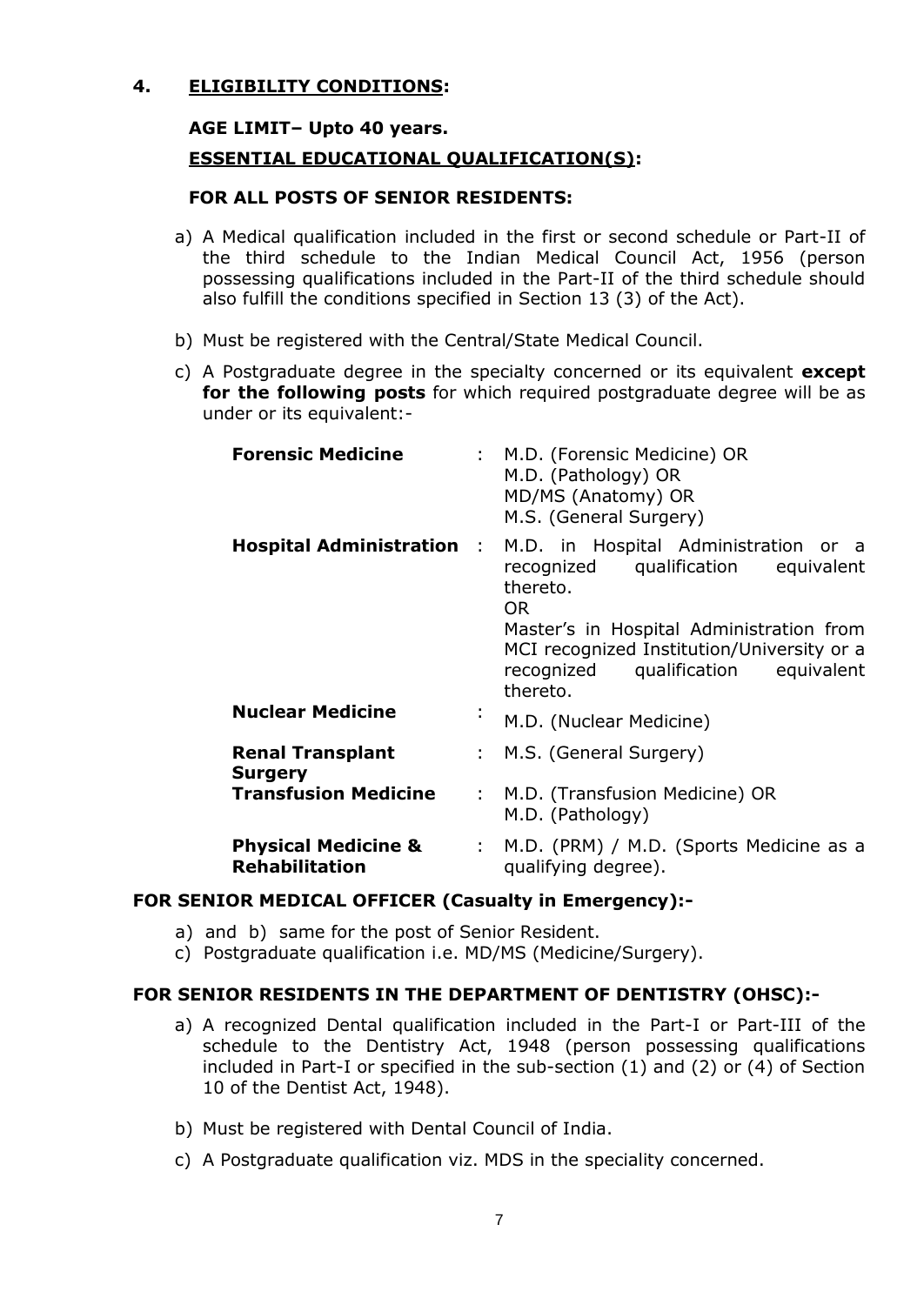## 4. ELIGIBILITY CONDITIONS:

**AGE LIMIT– Upto 40 years.**

**ESSENTIAL EDUCATIONAL QUALIFICATION(S):**

**FOR ALL POSTS OF SENIOR RESIDENTS:**

a) A Medical qualification included in the first or second schedule or Part-II of the third schedule to the Indian Medical Council Act, 1956 (person possessing qualifications included in the Part-II of the third schedule should also fulfill the conditions specified in Section 13 (3) of the Act).

b) Must be registered with the Central/State Medical Council.

c) A Postgraduate degree in the specialty concerned or its equivalent **except for the following posts** for which required postgraduate degree will be as under or its equivalent:-

| | | |
|---|---|---|
| **Forensic Medicine** | : | M.D. (Forensic Medicine) OR<br>M.D. (Pathology) OR<br>MD/MS (Anatomy) OR<br>M.S. (General Surgery) |
| **Hospital Administration** | : | M.D. in Hospital Administration or a recognized qualification equivalent thereto.<br>OR<br>Master's in Hospital Administration from MCI recognized Institution/University or a recognized qualification equivalent thereto. |
| **Nuclear Medicine** | : | M.D. (Nuclear Medicine) |
| **Renal Transplant Surgery** | : | M.S. (General Surgery) |
| **Transfusion Medicine** | : | M.D. (Transfusion Medicine) OR<br>M.D. (Pathology) |
| **Physical Medicine & Rehabilitation** | : | M.D. (PRM) / M.D. (Sports Medicine as a qualifying degree). |

**FOR SENIOR MEDICAL OFFICER (Casualty in Emergency):-**

a) and b) same for the post of Senior Resident.

c) Postgraduate qualification i.e. MD/MS (Medicine/Surgery).

**FOR SENIOR RESIDENTS IN THE DEPARTMENT OF DENTISTRY (OHSC):-**

a) A recognized Dental qualification included in the Part-I or Part-III of the schedule to the Dentistry Act, 1948 (person possessing qualifications included in Part-I or specified in the sub-section (1) and (2) or (4) of Section 10 of the Dentist Act, 1948).

b) Must be registered with Dental Council of India.

c) A Postgraduate qualification viz. MDS in the speciality concerned.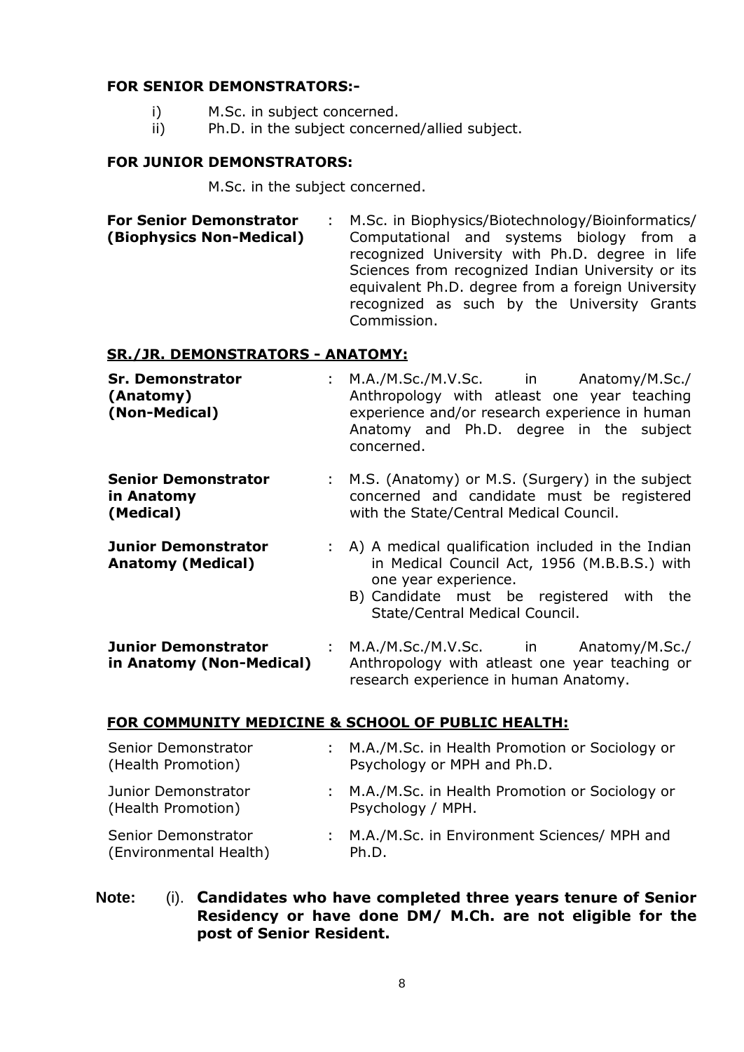**FOR SENIOR DEMONSTRATORS:-**

i) M.Sc. in subject concerned.
ii) Ph.D. in the subject concerned/allied subject.

**FOR JUNIOR DEMONSTRATORS:**

M.Sc. in the subject concerned.

**For Senior Demonstrator (Biophysics Non-Medical)** : M.Sc. in Biophysics/Biotechnology/Bioinformatics/ Computational and systems biology from a recognized University with Ph.D. degree in life Sciences from recognized Indian University or its equivalent Ph.D. degree from a foreign University recognized as such by the University Grants Commission.

**SR./JR. DEMONSTRATORS - ANATOMY:**

**Sr. Demonstrator (Anatomy) (Non-Medical)** : M.A./M.Sc./M.V.Sc. in Anatomy/M.Sc./ Anthropology with atleast one year teaching experience and/or research experience in human Anatomy and Ph.D. degree in the subject concerned.

**Senior Demonstrator in Anatomy (Medical)** : M.S. (Anatomy) or M.S. (Surgery) in the subject concerned and candidate must be registered with the State/Central Medical Council.

**Junior Demonstrator Anatomy (Medical)** :
A) A medical qualification included in the Indian in Medical Council Act, 1956 (M.B.B.S.) with one year experience.
B) Candidate must be registered with the State/Central Medical Council.

**Junior Demonstrator in Anatomy (Non-Medical)** : M.A./M.Sc./M.V.Sc. in Anatomy/M.Sc./ Anthropology with atleast one year teaching or research experience in human Anatomy.

**FOR COMMUNITY MEDICINE & SCHOOL OF PUBLIC HEALTH:**

Senior Demonstrator (Health Promotion) : M.A./M.Sc. in Health Promotion or Sociology or Psychology or MPH and Ph.D.

Junior Demonstrator (Health Promotion) : M.A./M.Sc. in Health Promotion or Sociology or Psychology / MPH.

Senior Demonstrator (Environmental Health) : M.A./M.Sc. in Environment Sciences/ MPH and Ph.D.

**Note:** (i). **Candidates who have completed three years tenure of Senior Residency or have done DM/ M.Ch. are not eligible for the post of Senior Resident.**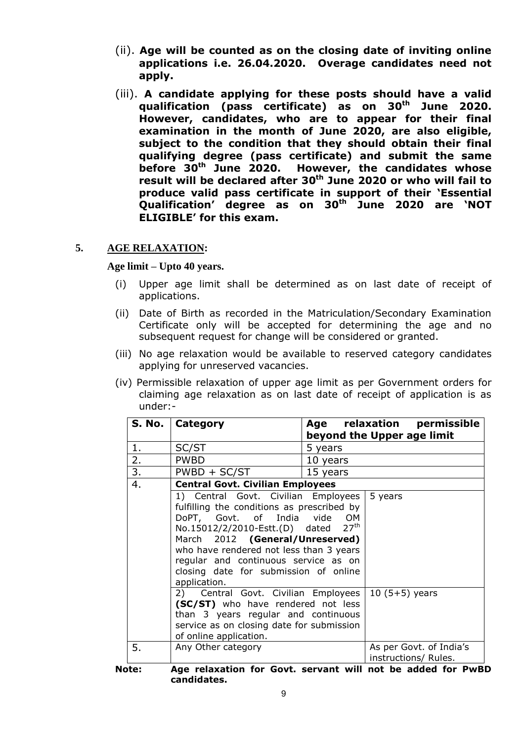(ii). **Age will be counted as on the closing date of inviting online applications i.e. 26.04.2020. Overage candidates need not apply.**

(iii). **A candidate applying for these posts should have a valid qualification (pass certificate) as on 30th June 2020. However, candidates, who are to appear for their final examination in the month of June 2020, are also eligible, subject to the condition that they should obtain their final qualifying degree (pass certificate) and submit the same before 30th June 2020. However, the candidates whose result will be declared after 30th June 2020 or who will fail to produce valid pass certificate in support of their 'Essential Qualification' degree as on 30th June 2020 are 'NOT ELIGIBLE' for this exam.**

## 5. AGE RELAXATION:

**Age limit – Upto 40 years.**

(i) Upper age limit shall be determined as on last date of receipt of applications.

(ii) Date of Birth as recorded in the Matriculation/Secondary Examination Certificate only will be accepted for determining the age and no subsequent request for change will be considered or granted.

(iii) No age relaxation would be available to reserved category candidates applying for unreserved vacancies.

(iv) Permissible relaxation of upper age limit as per Government orders for claiming age relaxation as on last date of receipt of application is as under:-

| S. No. | Category | Age relaxation permissible beyond the Upper age limit |
|---|---|---|
| 1. | SC/ST | 5 years |
| 2. | PWBD | 10 years |
| 3. | PWBD + SC/ST | 15 years |
| 4. | **Central Govt. Civilian Employees** | |
| | 1) Central Govt. Civilian Employees fulfilling the conditions as prescribed by DoPT, Govt. of India vide OM No.15012/2/2010-Estt.(D) dated 27th March 2012 **(General/Unreserved)** who have rendered not less than 3 years regular and continuous service as on closing date for submission of online application. | 5 years |
| | 2) Central Govt. Civilian Employees **(SC/ST)** who have rendered not less than 3 years regular and continuous service as on closing date for submission of online application. | 10 (5+5) years |
| 5. | Any Other category | As per Govt. of India's instructions/ Rules. |

**Note: Age relaxation for Govt. servant will not be added for PwBD candidates.**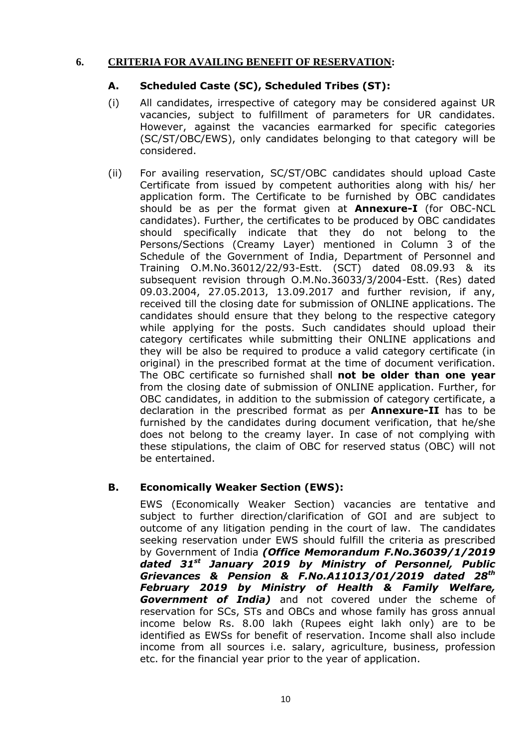## 6. CRITERIA FOR AVAILING BENEFIT OF RESERVATION:

### A. Scheduled Caste (SC), Scheduled Tribes (ST):

(i) All candidates, irrespective of category may be considered against UR vacancies, subject to fulfillment of parameters for UR candidates. However, against the vacancies earmarked for specific categories (SC/ST/OBC/EWS), only candidates belonging to that category will be considered.

(ii) For availing reservation, SC/ST/OBC candidates should upload Caste Certificate from issued by competent authorities along with his/ her application form. The Certificate to be furnished by OBC candidates should be as per the format given at **Annexure-I** (for OBC-NCL candidates). Further, the certificates to be produced by OBC candidates should specifically indicate that they do not belong to the Persons/Sections (Creamy Layer) mentioned in Column 3 of the Schedule of the Government of India, Department of Personnel and Training O.M.No.36012/22/93-Estt. (SCT) dated 08.09.93 & its subsequent revision through O.M.No.36033/3/2004-Estt. (Res) dated 09.03.2004, 27.05.2013, 13.09.2017 and further revision, if any, received till the closing date for submission of ONLINE applications. The candidates should ensure that they belong to the respective category while applying for the posts. Such candidates should upload their category certificates while submitting their ONLINE applications and they will be also be required to produce a valid category certificate (in original) in the prescribed format at the time of document verification. The OBC certificate so furnished shall **not be older than one year** from the closing date of submission of ONLINE application. Further, for OBC candidates, in addition to the submission of category certificate, a declaration in the prescribed format as per **Annexure-II** has to be furnished by the candidates during document verification, that he/she does not belong to the creamy layer. In case of not complying with these stipulations, the claim of OBC for reserved status (OBC) will not be entertained.

### B. Economically Weaker Section (EWS):

EWS (Economically Weaker Section) vacancies are tentative and subject to further direction/clarification of GOI and are subject to outcome of any litigation pending in the court of law. The candidates seeking reservation under EWS should fulfill the criteria as prescribed by Government of India ***(Office Memorandum F.No.36039/1/2019 dated 31st January 2019 by Ministry of Personnel, Public Grievances & Pension & F.No.A11013/01/2019 dated 28th February 2019 by Ministry of Health & Family Welfare, Government of India)*** and not covered under the scheme of reservation for SCs, STs and OBCs and whose family has gross annual income below Rs. 8.00 lakh (Rupees eight lakh only) are to be identified as EWSs for benefit of reservation. Income shall also include income from all sources i.e. salary, agriculture, business, profession etc. for the financial year prior to the year of application.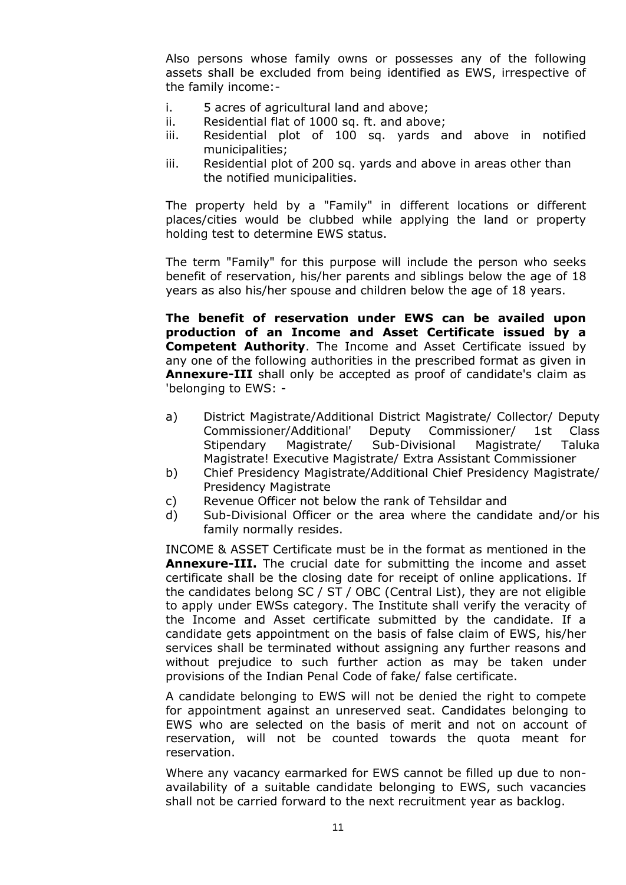Also persons whose family owns or possesses any of the following assets shall be excluded from being identified as EWS, irrespective of the family income:-

i. 5 acres of agricultural land and above;
ii. Residential flat of 1000 sq. ft. and above;
iii. Residential plot of 100 sq. yards and above in notified municipalities;
iii. Residential plot of 200 sq. yards and above in areas other than the notified municipalities.

The property held by a "Family" in different locations or different places/cities would be clubbed while applying the land or property holding test to determine EWS status.

The term "Family" for this purpose will include the person who seeks benefit of reservation, his/her parents and siblings below the age of 18 years as also his/her spouse and children below the age of 18 years.

**The benefit of reservation under EWS can be availed upon production of an Income and Asset Certificate issued by a Competent Authority**. The Income and Asset Certificate issued by any one of the following authorities in the prescribed format as given in **Annexure-III** shall only be accepted as proof of candidate's claim as 'belonging to EWS: -

a) District Magistrate/Additional District Magistrate/ Collector/ Deputy Commissioner/Additional' Deputy Commissioner/ 1st Class Stipendary Magistrate/ Sub-Divisional Magistrate/ Taluka Magistrate! Executive Magistrate/ Extra Assistant Commissioner
b) Chief Presidency Magistrate/Additional Chief Presidency Magistrate/ Presidency Magistrate
c) Revenue Officer not below the rank of Tehsildar and
d) Sub-Divisional Officer or the area where the candidate and/or his family normally resides.

INCOME & ASSET Certificate must be in the format as mentioned in the **Annexure-III.** The crucial date for submitting the income and asset certificate shall be the closing date for receipt of online applications. If the candidates belong SC / ST / OBC (Central List), they are not eligible to apply under EWSs category. The Institute shall verify the veracity of the Income and Asset certificate submitted by the candidate. If a candidate gets appointment on the basis of false claim of EWS, his/her services shall be terminated without assigning any further reasons and without prejudice to such further action as may be taken under provisions of the Indian Penal Code of fake/ false certificate.

A candidate belonging to EWS will not be denied the right to compete for appointment against an unreserved seat. Candidates belonging to EWS who are selected on the basis of merit and not on account of reservation, will not be counted towards the quota meant for reservation.

Where any vacancy earmarked for EWS cannot be filled up due to non-availability of a suitable candidate belonging to EWS, such vacancies shall not be carried forward to the next recruitment year as backlog.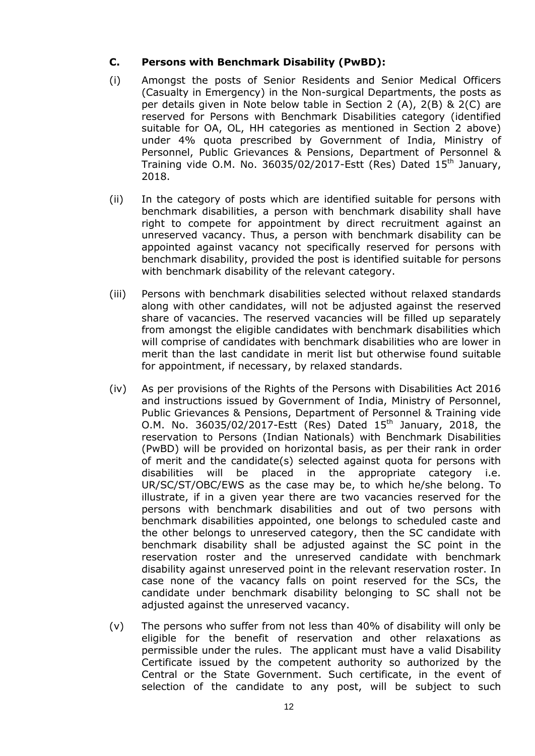### C. Persons with Benchmark Disability (PwBD):

(i) Amongst the posts of Senior Residents and Senior Medical Officers (Casualty in Emergency) in the Non-surgical Departments, the posts as per details given in Note below table in Section 2 (A), 2(B) & 2(C) are reserved for Persons with Benchmark Disabilities category (identified suitable for OA, OL, HH categories as mentioned in Section 2 above) under 4% quota prescribed by Government of India, Ministry of Personnel, Public Grievances & Pensions, Department of Personnel & Training vide O.M. No. 36035/02/2017-Estt (Res) Dated 15th January, 2018.

(ii) In the category of posts which are identified suitable for persons with benchmark disabilities, a person with benchmark disability shall have right to compete for appointment by direct recruitment against an unreserved vacancy. Thus, a person with benchmark disability can be appointed against vacancy not specifically reserved for persons with benchmark disability, provided the post is identified suitable for persons with benchmark disability of the relevant category.

(iii) Persons with benchmark disabilities selected without relaxed standards along with other candidates, will not be adjusted against the reserved share of vacancies. The reserved vacancies will be filled up separately from amongst the eligible candidates with benchmark disabilities which will comprise of candidates with benchmark disabilities who are lower in merit than the last candidate in merit list but otherwise found suitable for appointment, if necessary, by relaxed standards.

(iv) As per provisions of the Rights of the Persons with Disabilities Act 2016 and instructions issued by Government of India, Ministry of Personnel, Public Grievances & Pensions, Department of Personnel & Training vide O.M. No. 36035/02/2017-Estt (Res) Dated 15th January, 2018, the reservation to Persons (Indian Nationals) with Benchmark Disabilities (PwBD) will be provided on horizontal basis, as per their rank in order of merit and the candidate(s) selected against quota for persons with disabilities will be placed in the appropriate category i.e. UR/SC/ST/OBC/EWS as the case may be, to which he/she belong. To illustrate, if in a given year there are two vacancies reserved for the persons with benchmark disabilities and out of two persons with benchmark disabilities appointed, one belongs to scheduled caste and the other belongs to unreserved category, then the SC candidate with benchmark disability shall be adjusted against the SC point in the reservation roster and the unreserved candidate with benchmark disability against unreserved point in the relevant reservation roster. In case none of the vacancy falls on point reserved for the SCs, the candidate under benchmark disability belonging to SC shall not be adjusted against the unreserved vacancy.

(v) The persons who suffer from not less than 40% of disability will only be eligible for the benefit of reservation and other relaxations as permissible under the rules. The applicant must have a valid Disability Certificate issued by the competent authority so authorized by the Central or the State Government. Such certificate, in the event of selection of the candidate to any post, will be subject to such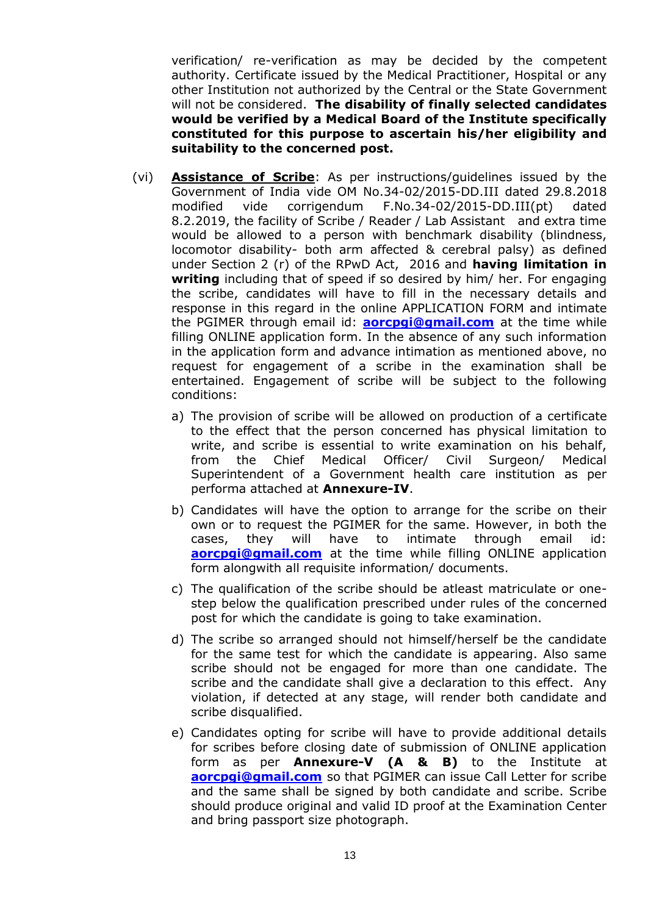verification/ re-verification as may be decided by the competent authority. Certificate issued by the Medical Practitioner, Hospital or any other Institution not authorized by the Central or the State Government will not be considered. **The disability of finally selected candidates would be verified by a Medical Board of the Institute specifically constituted for this purpose to ascertain his/her eligibility and suitability to the concerned post.**

(vi) **<u>Assistance of Scribe</u>**: As per instructions/guidelines issued by the Government of India vide OM No.34-02/2015-DD.III dated 29.8.2018 modified vide corrigendum F.No.34-02/2015-DD.III(pt) dated 8.2.2019, the facility of Scribe / Reader / Lab Assistant and extra time would be allowed to a person with benchmark disability (blindness, locomotor disability- both arm affected & cerebral palsy) as defined under Section 2 (r) of the RPwD Act, 2016 and **having limitation in writing** including that of speed if so desired by him/ her. For engaging the scribe, candidates will have to fill in the necessary details and response in this regard in the online APPLICATION FORM and intimate the PGIMER through email id: **aorcpgi@gmail.com** at the time while filling ONLINE application form. In the absence of any such information in the application form and advance intimation as mentioned above, no request for engagement of a scribe in the examination shall be entertained. Engagement of scribe will be subject to the following conditions:

a) The provision of scribe will be allowed on production of a certificate to the effect that the person concerned has physical limitation to write, and scribe is essential to write examination on his behalf, from the Chief Medical Officer/ Civil Surgeon/ Medical Superintendent of a Government health care institution as per performa attached at **Annexure-IV**.

b) Candidates will have the option to arrange for the scribe on their own or to request the PGIMER for the same. However, in both the cases, they will have to intimate through email id: **aorcpgi@gmail.com** at the time while filling ONLINE application form alongwith all requisite information/ documents.

c) The qualification of the scribe should be atleast matriculate or one-step below the qualification prescribed under rules of the concerned post for which the candidate is going to take examination.

d) The scribe so arranged should not himself/herself be the candidate for the same test for which the candidate is appearing. Also same scribe should not be engaged for more than one candidate. The scribe and the candidate shall give a declaration to this effect. Any violation, if detected at any stage, will render both candidate and scribe disqualified.

e) Candidates opting for scribe will have to provide additional details for scribes before closing date of submission of ONLINE application form as per **Annexure-V (A & B)** to the Institute at **aorcpgi@gmail.com** so that PGIMER can issue Call Letter for scribe and the same shall be signed by both candidate and scribe. Scribe should produce original and valid ID proof at the Examination Center and bring passport size photograph.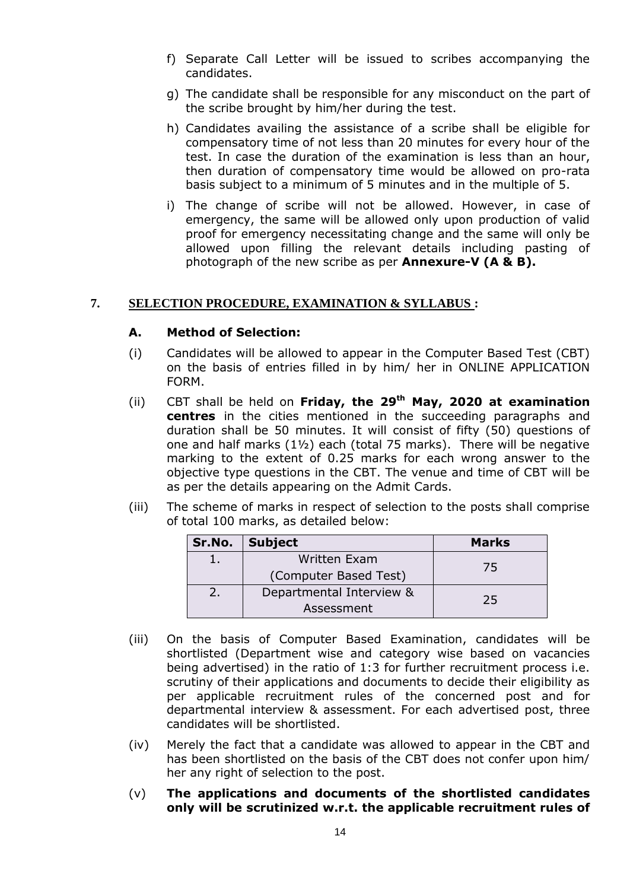f) Separate Call Letter will be issued to scribes accompanying the candidates.

g) The candidate shall be responsible for any misconduct on the part of the scribe brought by him/her during the test.

h) Candidates availing the assistance of a scribe shall be eligible for compensatory time of not less than 20 minutes for every hour of the test. In case the duration of the examination is less than an hour, then duration of compensatory time would be allowed on pro-rata basis subject to a minimum of 5 minutes and in the multiple of 5.

i) The change of scribe will not be allowed. However, in case of emergency, the same will be allowed only upon production of valid proof for emergency necessitating change and the same will only be allowed upon filling the relevant details including pasting of photograph of the new scribe as per **Annexure-V (A & B).**

## 7. SELECTION PROCEDURE, EXAMINATION & SYLLABUS :

### A. Method of Selection:

(i) Candidates will be allowed to appear in the Computer Based Test (CBT) on the basis of entries filled in by him/ her in ONLINE APPLICATION FORM.

(ii) CBT shall be held on **Friday, the 29th May, 2020 at examination centres** in the cities mentioned in the succeeding paragraphs and duration shall be 50 minutes. It will consist of fifty (50) questions of one and half marks (1½) each (total 75 marks). There will be negative marking to the extent of 0.25 marks for each wrong answer to the objective type questions in the CBT. The venue and time of CBT will be as per the details appearing on the Admit Cards.

(iii) The scheme of marks in respect of selection to the posts shall comprise of total 100 marks, as detailed below:

| Sr.No. | Subject | Marks |
|---|---|---|
| 1. | Written Exam (Computer Based Test) | 75 |
| 2. | Departmental Interview & Assessment | 25 |

(iii) On the basis of Computer Based Examination, candidates will be shortlisted (Department wise and category wise based on vacancies being advertised) in the ratio of 1:3 for further recruitment process i.e. scrutiny of their applications and documents to decide their eligibility as per applicable recruitment rules of the concerned post and for departmental interview & assessment. For each advertised post, three candidates will be shortlisted.

(iv) Merely the fact that a candidate was allowed to appear in the CBT and has been shortlisted on the basis of the CBT does not confer upon him/ her any right of selection to the post.

(v) **The applications and documents of the shortlisted candidates only will be scrutinized w.r.t. the applicable recruitment rules of**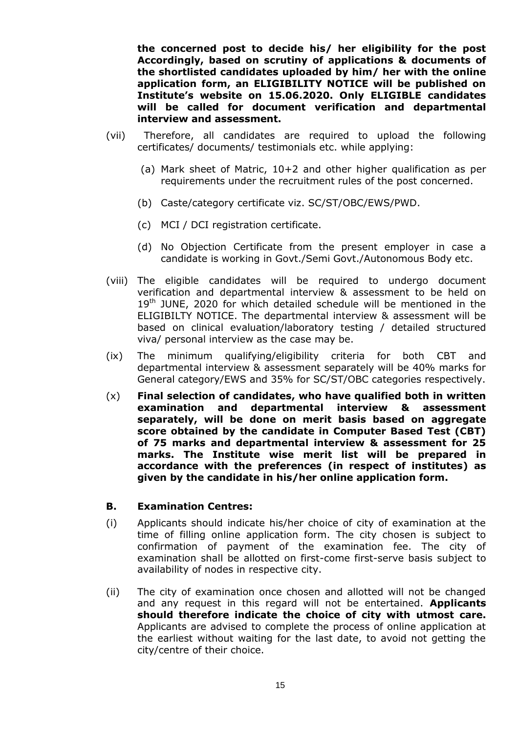**the concerned post to decide his/ her eligibility for the post Accordingly, based on scrutiny of applications & documents of the shortlisted candidates uploaded by him/ her with the online application form, an ELIGIBILITY NOTICE will be published on Institute's website on 15.06.2020. Only ELIGIBLE candidates will be called for document verification and departmental interview and assessment.**

(vii) Therefore, all candidates are required to upload the following certificates/ documents/ testimonials etc. while applying:

(a) Mark sheet of Matric, 10+2 and other higher qualification as per requirements under the recruitment rules of the post concerned.

(b) Caste/category certificate viz. SC/ST/OBC/EWS/PWD.

(c) MCI / DCI registration certificate.

(d) No Objection Certificate from the present employer in case a candidate is working in Govt./Semi Govt./Autonomous Body etc.

(viii) The eligible candidates will be required to undergo document verification and departmental interview & assessment to be held on 19th JUNE, 2020 for which detailed schedule will be mentioned in the ELIGIBILTY NOTICE. The departmental interview & assessment will be based on clinical evaluation/laboratory testing / detailed structured viva/ personal interview as the case may be.

(ix) The minimum qualifying/eligibility criteria for both CBT and departmental interview & assessment separately will be 40% marks for General category/EWS and 35% for SC/ST/OBC categories respectively.

(x) **Final selection of candidates, who have qualified both in written examination and departmental interview & assessment separately, will be done on merit basis based on aggregate score obtained by the candidate in Computer Based Test (CBT) of 75 marks and departmental interview & assessment for 25 marks. The Institute wise merit list will be prepared in accordance with the preferences (in respect of institutes) as given by the candidate in his/her online application form.**

### B. Examination Centres:

(i) Applicants should indicate his/her choice of city of examination at the time of filling online application form. The city chosen is subject to confirmation of payment of the examination fee. The city of examination shall be allotted on first-come first-serve basis subject to availability of nodes in respective city.

(ii) The city of examination once chosen and allotted will not be changed and any request in this regard will not be entertained. **Applicants should therefore indicate the choice of city with utmost care.** Applicants are advised to complete the process of online application at the earliest without waiting for the last date, to avoid not getting the city/centre of their choice.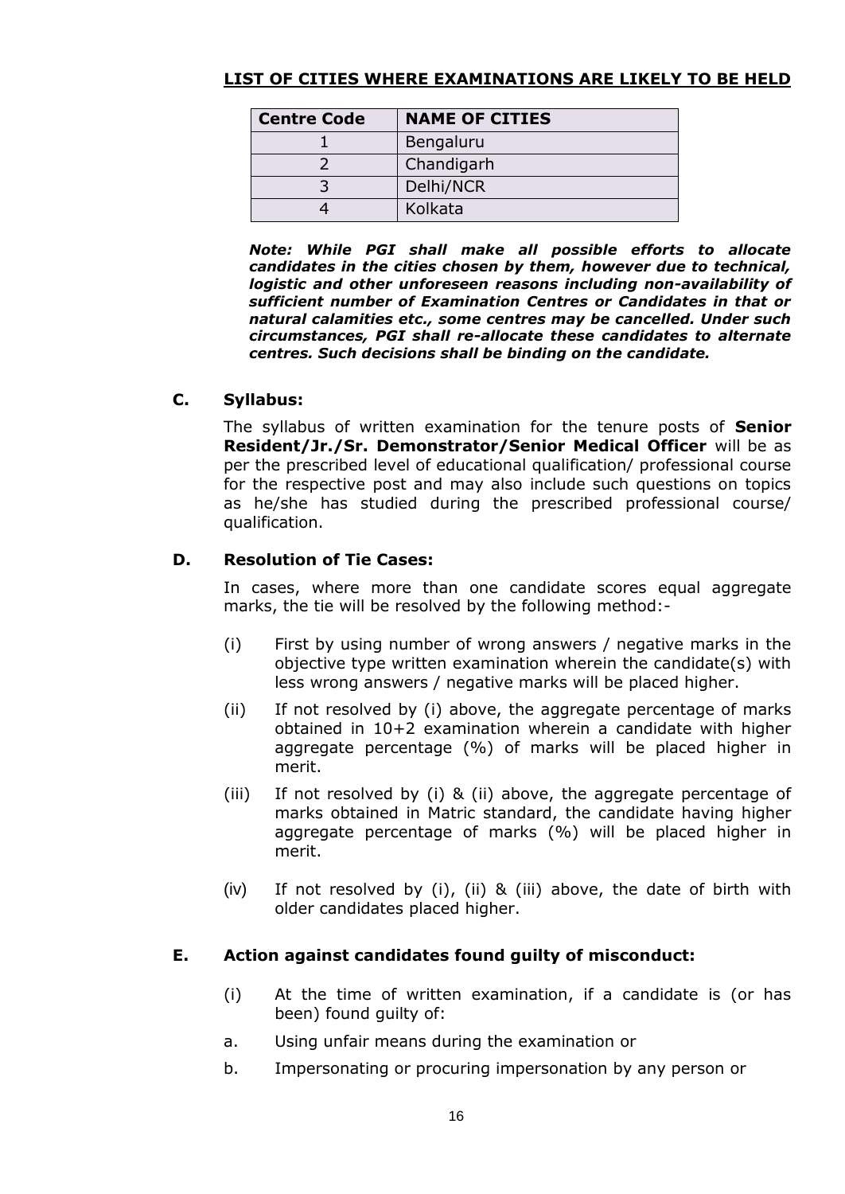**LIST OF CITIES WHERE EXAMINATIONS ARE LIKELY TO BE HELD**

| Centre Code | NAME OF CITIES |
|---|---|
| 1 | Bengaluru |
| 2 | Chandigarh |
| 3 | Delhi/NCR |
| 4 | Kolkata |

***Note: While PGI shall make all possible efforts to allocate candidates in the cities chosen by them, however due to technical, logistic and other unforeseen reasons including non-availability of sufficient number of Examination Centres or Candidates in that or natural calamities etc., some centres may be cancelled. Under such circumstances, PGI shall re-allocate these candidates to alternate centres. Such decisions shall be binding on the candidate.***

**C. Syllabus:**

The syllabus of written examination for the tenure posts of **Senior Resident/Jr./Sr. Demonstrator/Senior Medical Officer** will be as per the prescribed level of educational qualification/ professional course for the respective post and may also include such questions on topics as he/she has studied during the prescribed professional course/ qualification.

**D. Resolution of Tie Cases:**

In cases, where more than one candidate scores equal aggregate marks, the tie will be resolved by the following method:-

(i) First by using number of wrong answers / negative marks in the objective type written examination wherein the candidate(s) with less wrong answers / negative marks will be placed higher.

(ii) If not resolved by (i) above, the aggregate percentage of marks obtained in 10+2 examination wherein a candidate with higher aggregate percentage (%) of marks will be placed higher in merit.

(iii) If not resolved by (i) & (ii) above, the aggregate percentage of marks obtained in Matric standard, the candidate having higher aggregate percentage of marks (%) will be placed higher in merit.

(iv) If not resolved by (i), (ii) & (iii) above, the date of birth with older candidates placed higher.

**E. Action against candidates found guilty of misconduct:**

(i) At the time of written examination, if a candidate is (or has been) found guilty of:

a. Using unfair means during the examination or

b. Impersonating or procuring impersonation by any person or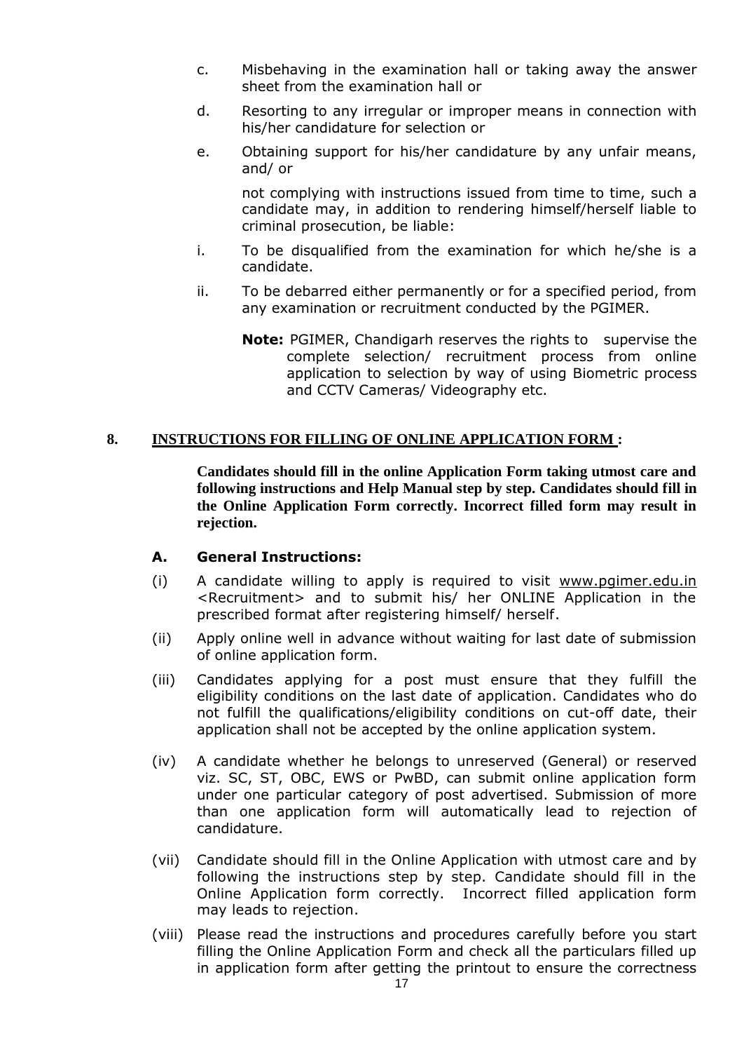c. Misbehaving in the examination hall or taking away the answer sheet from the examination hall or

d. Resorting to any irregular or improper means in connection with his/her candidature for selection or

e. Obtaining support for his/her candidature by any unfair means, and/ or

not complying with instructions issued from time to time, such a candidate may, in addition to rendering himself/herself liable to criminal prosecution, be liable:

i. To be disqualified from the examination for which he/she is a candidate.

ii. To be debarred either permanently or for a specified period, from any examination or recruitment conducted by the PGIMER.

**Note:** PGIMER, Chandigarh reserves the rights to supervise the complete selection/ recruitment process from online application to selection by way of using Biometric process and CCTV Cameras/ Videography etc.

## 8. INSTRUCTIONS FOR FILLING OF ONLINE APPLICATION FORM :

**Candidates should fill in the online Application Form taking utmost care and following instructions and Help Manual step by step. Candidates should fill in the Online Application Form correctly. Incorrect filled form may result in rejection.**

### A. General Instructions:

(i) A candidate willing to apply is required to visit www.pgimer.edu.in <Recruitment> and to submit his/ her ONLINE Application in the prescribed format after registering himself/ herself.

(ii) Apply online well in advance without waiting for last date of submission of online application form.

(iii) Candidates applying for a post must ensure that they fulfill the eligibility conditions on the last date of application. Candidates who do not fulfill the qualifications/eligibility conditions on cut-off date, their application shall not be accepted by the online application system.

(iv) A candidate whether he belongs to unreserved (General) or reserved viz. SC, ST, OBC, EWS or PwBD, can submit online application form under one particular category of post advertised. Submission of more than one application form will automatically lead to rejection of candidature.

(vii) Candidate should fill in the Online Application with utmost care and by following the instructions step by step. Candidate should fill in the Online Application form correctly. Incorrect filled application form may leads to rejection.

(viii) Please read the instructions and procedures carefully before you start filling the Online Application Form and check all the particulars filled up in application form after getting the printout to ensure the correctness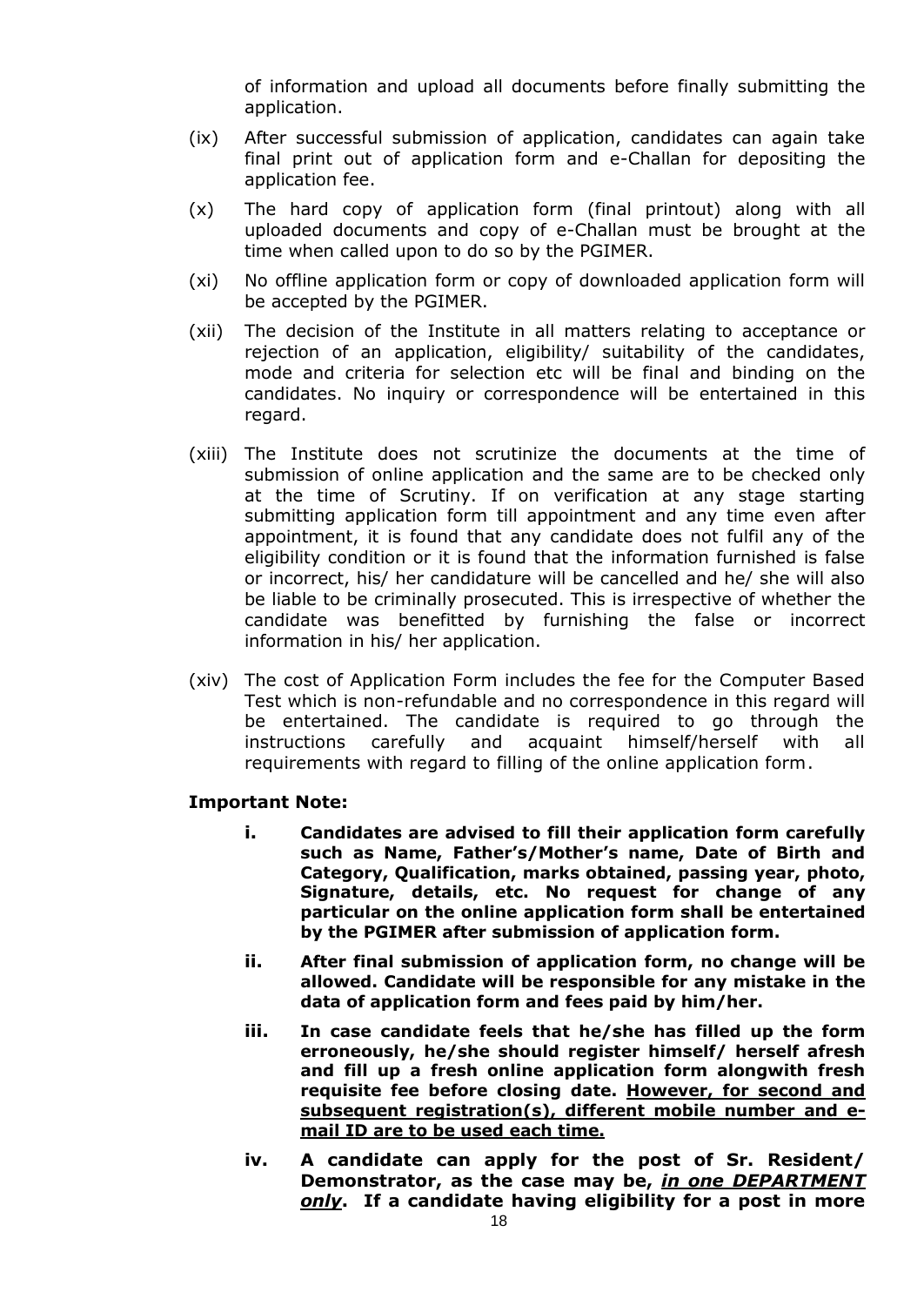of information and upload all documents before finally submitting the application.

(ix) After successful submission of application, candidates can again take final print out of application form and e-Challan for depositing the application fee.

(x) The hard copy of application form (final printout) along with all uploaded documents and copy of e-Challan must be brought at the time when called upon to do so by the PGIMER.

(xi) No offline application form or copy of downloaded application form will be accepted by the PGIMER.

(xii) The decision of the Institute in all matters relating to acceptance or rejection of an application, eligibility/ suitability of the candidates, mode and criteria for selection etc will be final and binding on the candidates. No inquiry or correspondence will be entertained in this regard.

(xiii) The Institute does not scrutinize the documents at the time of submission of online application and the same are to be checked only at the time of Scrutiny. If on verification at any stage starting submitting application form till appointment and any time even after appointment, it is found that any candidate does not fulfil any of the eligibility condition or it is found that the information furnished is false or incorrect, his/ her candidature will be cancelled and he/ she will also be liable to be criminally prosecuted. This is irrespective of whether the candidate was benefitted by furnishing the false or incorrect information in his/ her application.

(xiv) The cost of Application Form includes the fee for the Computer Based Test which is non-refundable and no correspondence in this regard will be entertained. The candidate is required to go through the instructions carefully and acquaint himself/herself with all requirements with regard to filling of the online application form.

**Important Note:**

**i. Candidates are advised to fill their application form carefully such as Name, Father's/Mother's name, Date of Birth and Category, Qualification, marks obtained, passing year, photo, Signature, details, etc. No request for change of any particular on the online application form shall be entertained by the PGIMER after submission of application form.**

**ii. After final submission of application form, no change will be allowed. Candidate will be responsible for any mistake in the data of application form and fees paid by him/her.**

**iii. In case candidate feels that he/she has filled up the form erroneously, he/she should register himself/ herself afresh and fill up a fresh online application form alongwith fresh requisite fee before closing date. <u>However, for second and subsequent registration(s), different mobile number and e-mail ID are to be used each time.</u>**

**iv. A candidate can apply for the post of Sr. Resident/ Demonstrator, as the case may be, *<u>in one DEPARTMENT only</u>*. If a candidate having eligibility for a post in more**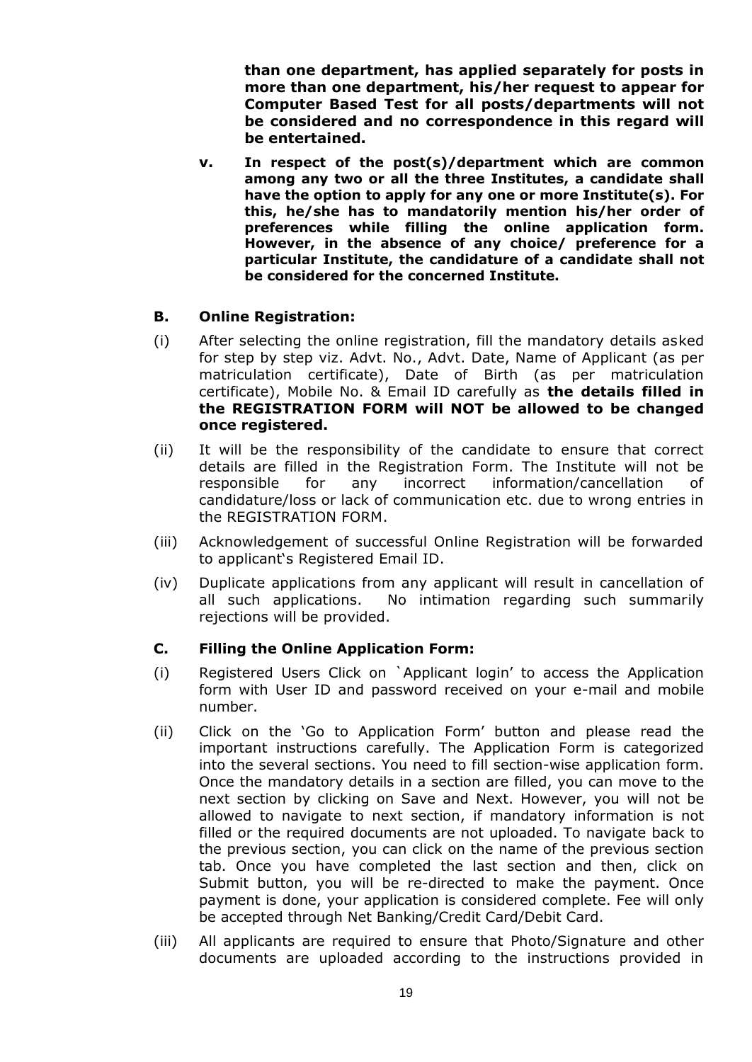**than one department, has applied separately for posts in more than one department, his/her request to appear for Computer Based Test for all posts/departments will not be considered and no correspondence in this regard will be entertained.**

**v. In respect of the post(s)/department which are common among any two or all the three Institutes, a candidate shall have the option to apply for any one or more Institute(s). For this, he/she has to mandatorily mention his/her order of preferences while filling the online application form. However, in the absence of any choice/ preference for a particular Institute, the candidature of a candidate shall not be considered for the concerned Institute.**

**B. Online Registration:**

(i) After selecting the online registration, fill the mandatory details asked for step by step viz. Advt. No., Advt. Date, Name of Applicant (as per matriculation certificate), Date of Birth (as per matriculation certificate), Mobile No. & Email ID carefully as **the details filled in the REGISTRATION FORM will NOT be allowed to be changed once registered.**

(ii) It will be the responsibility of the candidate to ensure that correct details are filled in the Registration Form. The Institute will not be responsible for any incorrect information/cancellation of candidature/loss or lack of communication etc. due to wrong entries in the REGISTRATION FORM.

(iii) Acknowledgement of successful Online Registration will be forwarded to applicant's Registered Email ID.

(iv) Duplicate applications from any applicant will result in cancellation of all such applications. No intimation regarding such summarily rejections will be provided.

**C. Filling the Online Application Form:**

(i) Registered Users Click on `Applicant login' to access the Application form with User ID and password received on your e-mail and mobile number.

(ii) Click on the 'Go to Application Form' button and please read the important instructions carefully. The Application Form is categorized into the several sections. You need to fill section-wise application form. Once the mandatory details in a section are filled, you can move to the next section by clicking on Save and Next. However, you will not be allowed to navigate to next section, if mandatory information is not filled or the required documents are not uploaded. To navigate back to the previous section, you can click on the name of the previous section tab. Once you have completed the last section and then, click on Submit button, you will be re-directed to make the payment. Once payment is done, your application is considered complete. Fee will only be accepted through Net Banking/Credit Card/Debit Card.

(iii) All applicants are required to ensure that Photo/Signature and other documents are uploaded according to the instructions provided in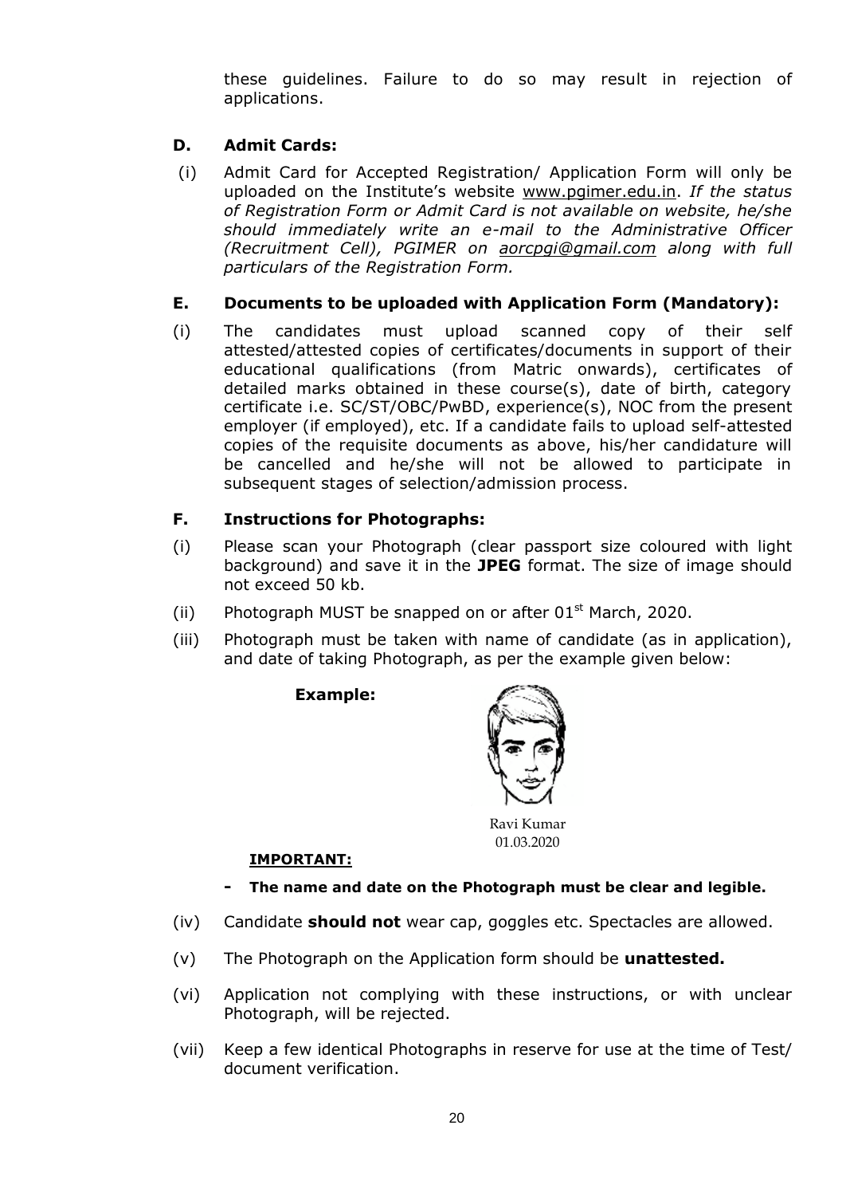these guidelines. Failure to do so may result in rejection of applications.

## D. Admit Cards:

(i) Admit Card for Accepted Registration/ Application Form will only be uploaded on the Institute's website www.pgimer.edu.in. *If the status of Registration Form or Admit Card is not available on website, he/she should immediately write an e-mail to the Administrative Officer (Recruitment Cell), PGIMER on aorcpgi@gmail.com along with full particulars of the Registration Form.*

## E. Documents to be uploaded with Application Form (Mandatory):

(i) The candidates must upload scanned copy of their self attested/attested copies of certificates/documents in support of their educational qualifications (from Matric onwards), certificates of detailed marks obtained in these course(s), date of birth, category certificate i.e. SC/ST/OBC/PwBD, experience(s), NOC from the present employer (if employed), etc. If a candidate fails to upload self-attested copies of the requisite documents as above, his/her candidature will be cancelled and he/she will not be allowed to participate in subsequent stages of selection/admission process.

## F. Instructions for Photographs:

(i) Please scan your Photograph (clear passport size coloured with light background) and save it in the **JPEG** format. The size of image should not exceed 50 kb.

(ii) Photograph MUST be snapped on or after 01st March, 2020.

(iii) Photograph must be taken with name of candidate (as in application), and date of taking Photograph, as per the example given below:

**Example:**

Ravi Kumar
01.03.2020

**IMPORTANT:**

- **The name and date on the Photograph must be clear and legible.**

(iv) Candidate **should not** wear cap, goggles etc. Spectacles are allowed.

(v) The Photograph on the Application form should be **unattested.**

(vi) Application not complying with these instructions, or with unclear Photograph, will be rejected.

(vii) Keep a few identical Photographs in reserve for use at the time of Test/ document verification.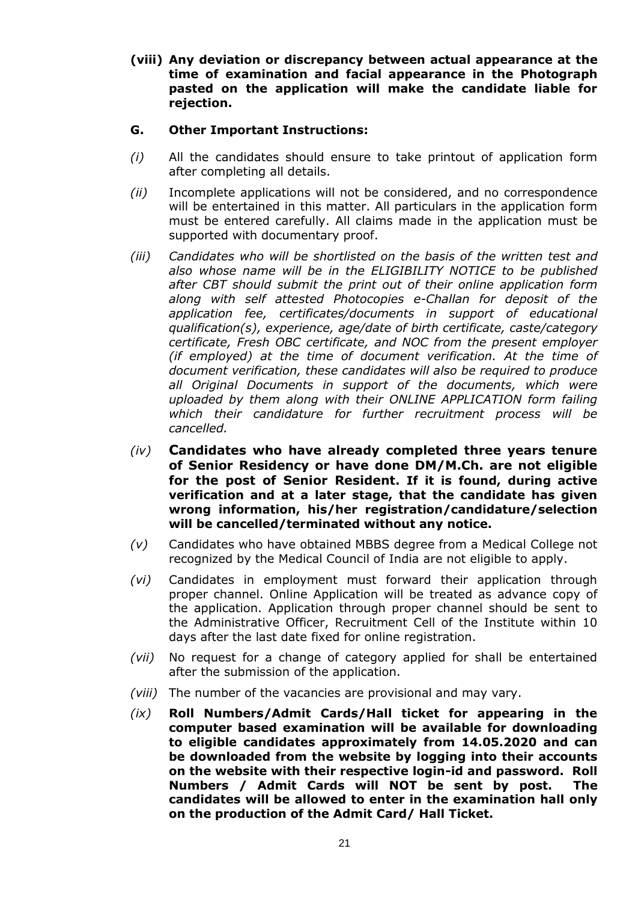**(viii) Any deviation or discrepancy between actual appearance at the time of examination and facial appearance in the Photograph pasted on the application will make the candidate liable for rejection.**

## G. Other Important Instructions:

*(i)* All the candidates should ensure to take printout of application form after completing all details.

*(ii)* Incomplete applications will not be considered, and no correspondence will be entertained in this matter. All particulars in the application form must be entered carefully. All claims made in the application must be supported with documentary proof.

*(iii)* *Candidates who will be shortlisted on the basis of the written test and also whose name will be in the ELIGIBILITY NOTICE to be published after CBT should submit the print out of their online application form along with self attested Photocopies e-Challan for deposit of the application fee, certificates/documents in support of educational qualification(s), experience, age/date of birth certificate, caste/category certificate, Fresh OBC certificate, and NOC from the present employer (if employed) at the time of document verification. At the time of document verification, these candidates will also be required to produce all Original Documents in support of the documents, which were uploaded by them along with their ONLINE APPLICATION form failing which their candidature for further recruitment process will be cancelled.*

*(iv)* **Candidates who have already completed three years tenure of Senior Residency or have done DM/M.Ch. are not eligible for the post of Senior Resident. If it is found, during active verification and at a later stage, that the candidate has given wrong information, his/her registration/candidature/selection will be cancelled/terminated without any notice.**

*(v)* Candidates who have obtained MBBS degree from a Medical College not recognized by the Medical Council of India are not eligible to apply.

*(vi)* Candidates in employment must forward their application through proper channel. Online Application will be treated as advance copy of the application. Application through proper channel should be sent to the Administrative Officer, Recruitment Cell of the Institute within 10 days after the last date fixed for online registration.

*(vii)* No request for a change of category applied for shall be entertained after the submission of the application.

*(viii)* The number of the vacancies are provisional and may vary.

*(ix)* **Roll Numbers/Admit Cards/Hall ticket for appearing in the computer based examination will be available for downloading to eligible candidates approximately from 14.05.2020 and can be downloaded from the website by logging into their accounts on the website with their respective login-id and password. Roll Numbers / Admit Cards will NOT be sent by post. The candidates will be allowed to enter in the examination hall only on the production of the Admit Card/ Hall Ticket.**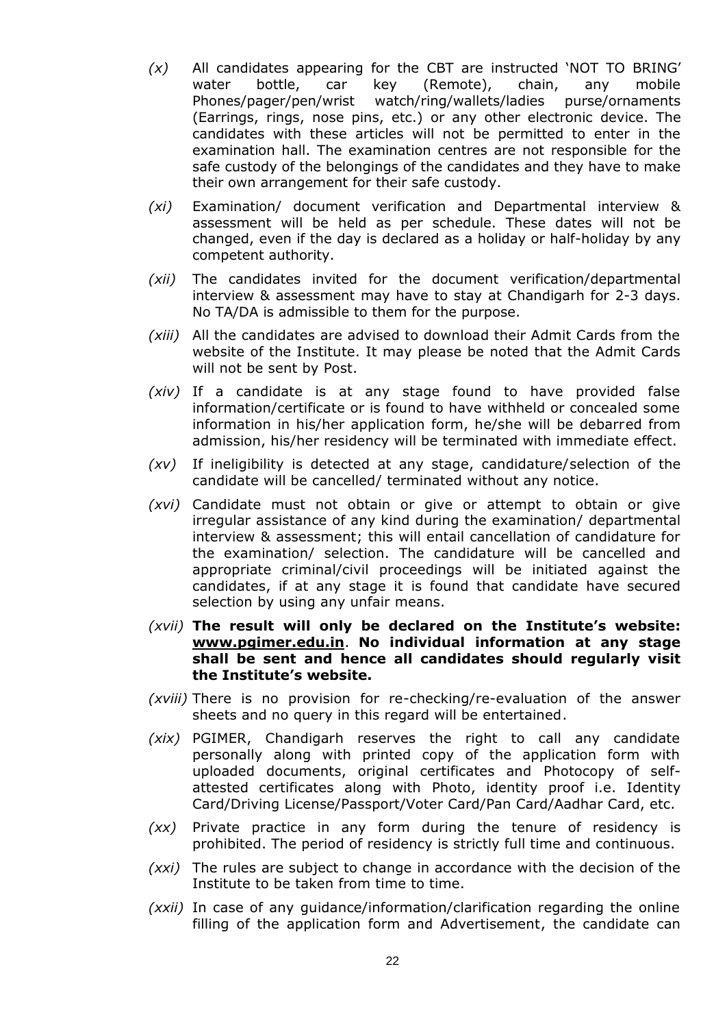*(x)* All candidates appearing for the CBT are instructed 'NOT TO BRING' water bottle, car key (Remote), chain, any mobile Phones/pager/pen/wrist watch/ring/wallets/ladies purse/ornaments (Earrings, rings, nose pins, etc.) or any other electronic device. The candidates with these articles will not be permitted to enter in the examination hall. The examination centres are not responsible for the safe custody of the belongings of the candidates and they have to make their own arrangement for their safe custody.

*(xi)* Examination/ document verification and Departmental interview & assessment will be held as per schedule. These dates will not be changed, even if the day is declared as a holiday or half-holiday by any competent authority.

*(xii)* The candidates invited for the document verification/departmental interview & assessment may have to stay at Chandigarh for 2-3 days. No TA/DA is admissible to them for the purpose.

*(xiii)* All the candidates are advised to download their Admit Cards from the website of the Institute. It may please be noted that the Admit Cards will not be sent by Post.

*(xiv)* If a candidate is at any stage found to have provided false information/certificate or is found to have withheld or concealed some information in his/her application form, he/she will be debarred from admission, his/her residency will be terminated with immediate effect.

*(xv)* If ineligibility is detected at any stage, candidature/selection of the candidate will be cancelled/ terminated without any notice.

*(xvi)* Candidate must not obtain or give or attempt to obtain or give irregular assistance of any kind during the examination/ departmental interview & assessment; this will entail cancellation of candidature for the examination/ selection. The candidature will be cancelled and appropriate criminal/civil proceedings will be initiated against the candidates, if at any stage it is found that candidate have secured selection by using any unfair means.

*(xvii)* **The result will only be declared on the Institute's website: www.pgimer.edu.in. No individual information at any stage shall be sent and hence all candidates should regularly visit the Institute's website.**

*(xviii)* There is no provision for re-checking/re-evaluation of the answer sheets and no query in this regard will be entertained.

*(xix)* PGIMER, Chandigarh reserves the right to call any candidate personally along with printed copy of the application form with uploaded documents, original certificates and Photocopy of self-attested certificates along with Photo, identity proof i.e. Identity Card/Driving License/Passport/Voter Card/Pan Card/Aadhar Card, etc.

*(xx)* Private practice in any form during the tenure of residency is prohibited. The period of residency is strictly full time and continuous.

*(xxi)* The rules are subject to change in accordance with the decision of the Institute to be taken from time to time.

*(xxii)* In case of any guidance/information/clarification regarding the online filling of the application form and Advertisement, the candidate can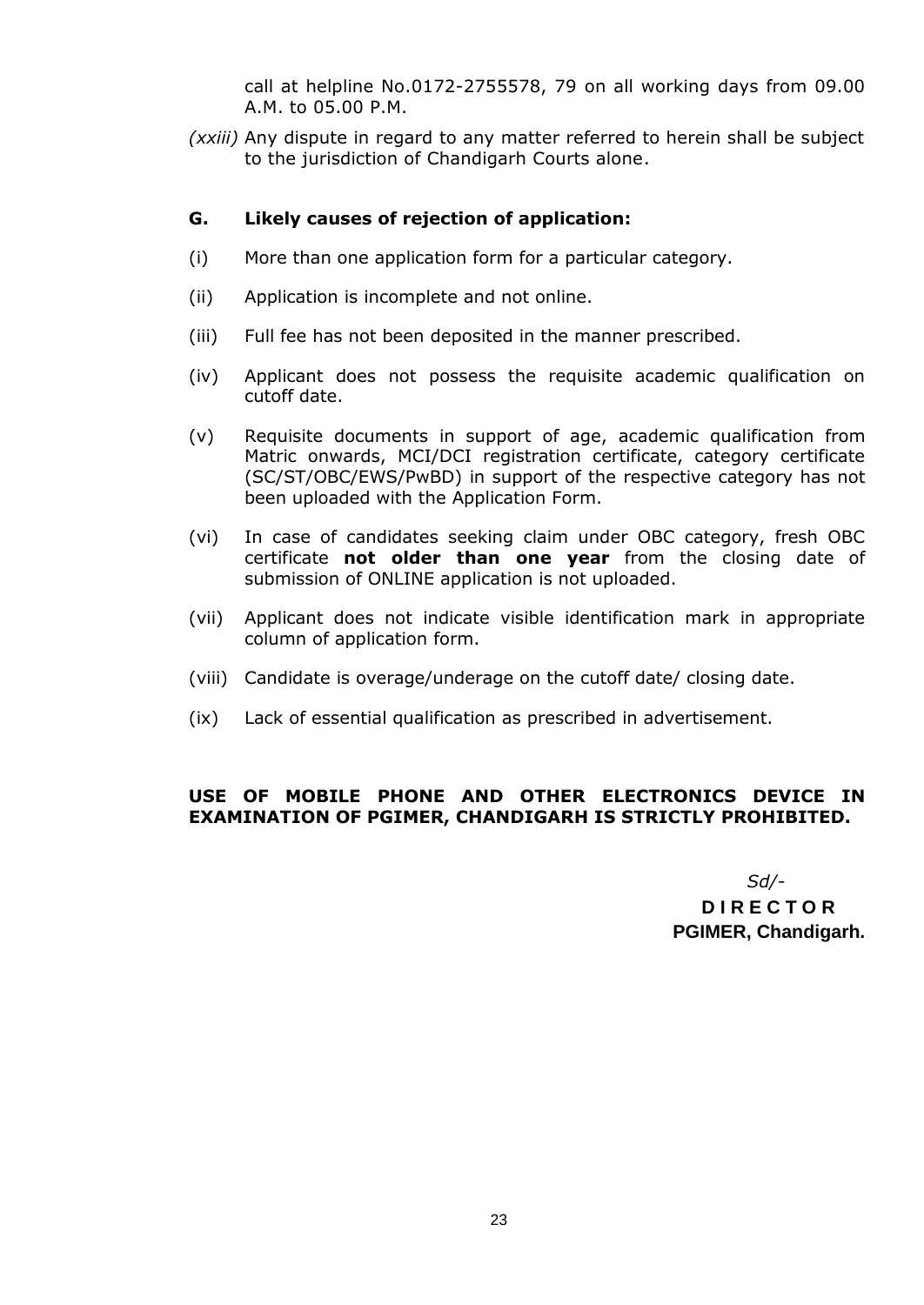call at helpline No.0172-2755578, 79 on all working days from 09.00 A.M. to 05.00 P.M.

*(xxiii)* Any dispute in regard to any matter referred to herein shall be subject to the jurisdiction of Chandigarh Courts alone.

## G. Likely causes of rejection of application:

(i) More than one application form for a particular category.

(ii) Application is incomplete and not online.

(iii) Full fee has not been deposited in the manner prescribed.

(iv) Applicant does not possess the requisite academic qualification on cutoff date.

(v) Requisite documents in support of age, academic qualification from Matric onwards, MCI/DCI registration certificate, category certificate (SC/ST/OBC/EWS/PwBD) in support of the respective category has not been uploaded with the Application Form.

(vi) In case of candidates seeking claim under OBC category, fresh OBC certificate **not older than one year** from the closing date of submission of ONLINE application is not uploaded.

(vii) Applicant does not indicate visible identification mark in appropriate column of application form.

(viii) Candidate is overage/underage on the cutoff date/ closing date.

(ix) Lack of essential qualification as prescribed in advertisement.

**USE OF MOBILE PHONE AND OTHER ELECTRONICS DEVICE IN EXAMINATION OF PGIMER, CHANDIGARH IS STRICTLY PROHIBITED.**

*Sd/-*

**D I R E C T O R**

**PGIMER, Chandigarh.**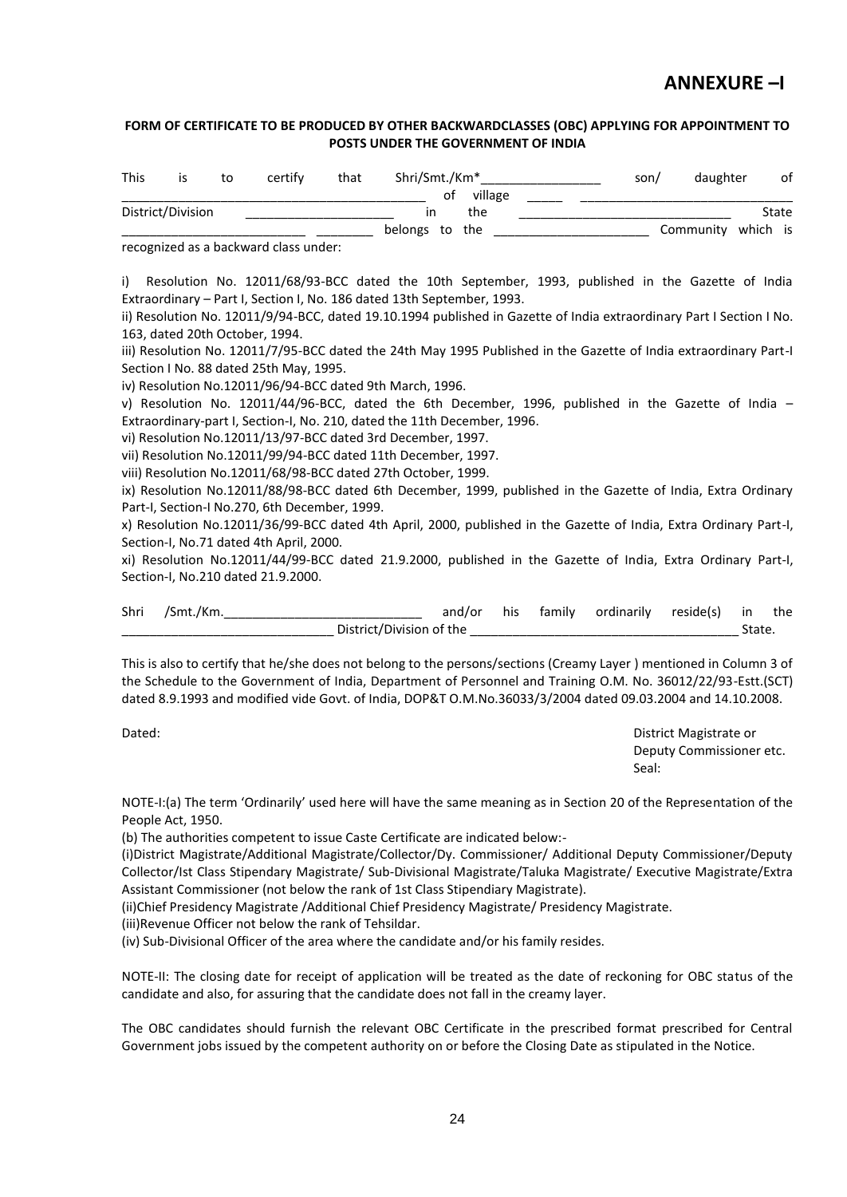# ANNEXURE –I

**FORM OF CERTIFICATE TO BE PRODUCED BY OTHER BACKWARDCLASSES (OBC) APPLYING FOR APPOINTMENT TO POSTS UNDER THE GOVERNMENT OF INDIA**

This is to certify that Shri/Smt./Km*_________________ son/ daughter of _____________________________________________ of village _____ _______________________________ District/Division _____________________ in the ______________________________ State __________________________ ________ belongs to the ______________________ Community which is recognized as a backward class under:

i) Resolution No. 12011/68/93-BCC dated the 10th September, 1993, published in the Gazette of India Extraordinary – Part I, Section I, No. 186 dated 13th September, 1993.

ii) Resolution No. 12011/9/94-BCC, dated 19.10.1994 published in Gazette of India extraordinary Part I Section I No. 163, dated 20th October, 1994.

iii) Resolution No. 12011/7/95-BCC dated the 24th May 1995 Published in the Gazette of India extraordinary Part-I Section I No. 88 dated 25th May, 1995.

iv) Resolution No.12011/96/94-BCC dated 9th March, 1996.

v) Resolution No. 12011/44/96-BCC, dated the 6th December, 1996, published in the Gazette of India – Extraordinary-part I, Section-I, No. 210, dated the 11th December, 1996.

vi) Resolution No.12011/13/97-BCC dated 3rd December, 1997.

vii) Resolution No.12011/99/94-BCC dated 11th December, 1997.

viii) Resolution No.12011/68/98-BCC dated 27th October, 1999.

ix) Resolution No.12011/88/98-BCC dated 6th December, 1999, published in the Gazette of India, Extra Ordinary Part-I, Section-I No.270, 6th December, 1999.

x) Resolution No.12011/36/99-BCC dated 4th April, 2000, published in the Gazette of India, Extra Ordinary Part-I, Section-I, No.71 dated 4th April, 2000.

xi) Resolution No.12011/44/99-BCC dated 21.9.2000, published in the Gazette of India, Extra Ordinary Part-I, Section-I, No.210 dated 21.9.2000.

Shri /Smt./Km.____________________________ and/or his family ordinarily reside(s) in the ______________________________ District/Division of the ______________________________________ State.

This is also to certify that he/she does not belong to the persons/sections (Creamy Layer ) mentioned in Column 3 of the Schedule to the Government of India, Department of Personnel and Training O.M. No. 36012/22/93-Estt.(SCT) dated 8.9.1993 and modified vide Govt. of India, DOP&T O.M.No.36033/3/2004 dated 09.03.2004 and 14.10.2008.

Dated:

District Magistrate or
Deputy Commissioner etc.
Seal:

NOTE-I:(a) The term 'Ordinarily' used here will have the same meaning as in Section 20 of the Representation of the People Act, 1950.

(b) The authorities competent to issue Caste Certificate are indicated below:-

(i)District Magistrate/Additional Magistrate/Collector/Dy. Commissioner/ Additional Deputy Commissioner/Deputy Collector/Ist Class Stipendary Magistrate/ Sub-Divisional Magistrate/Taluka Magistrate/ Executive Magistrate/Extra Assistant Commissioner (not below the rank of 1st Class Stipendiary Magistrate).

(ii)Chief Presidency Magistrate /Additional Chief Presidency Magistrate/ Presidency Magistrate.

(iii)Revenue Officer not below the rank of Tehsildar.

(iv) Sub-Divisional Officer of the area where the candidate and/or his family resides.

NOTE-II: The closing date for receipt of application will be treated as the date of reckoning for OBC status of the candidate and also, for assuring that the candidate does not fall in the creamy layer.

The OBC candidates should furnish the relevant OBC Certificate in the prescribed format prescribed for Central Government jobs issued by the competent authority on or before the Closing Date as stipulated in the Notice.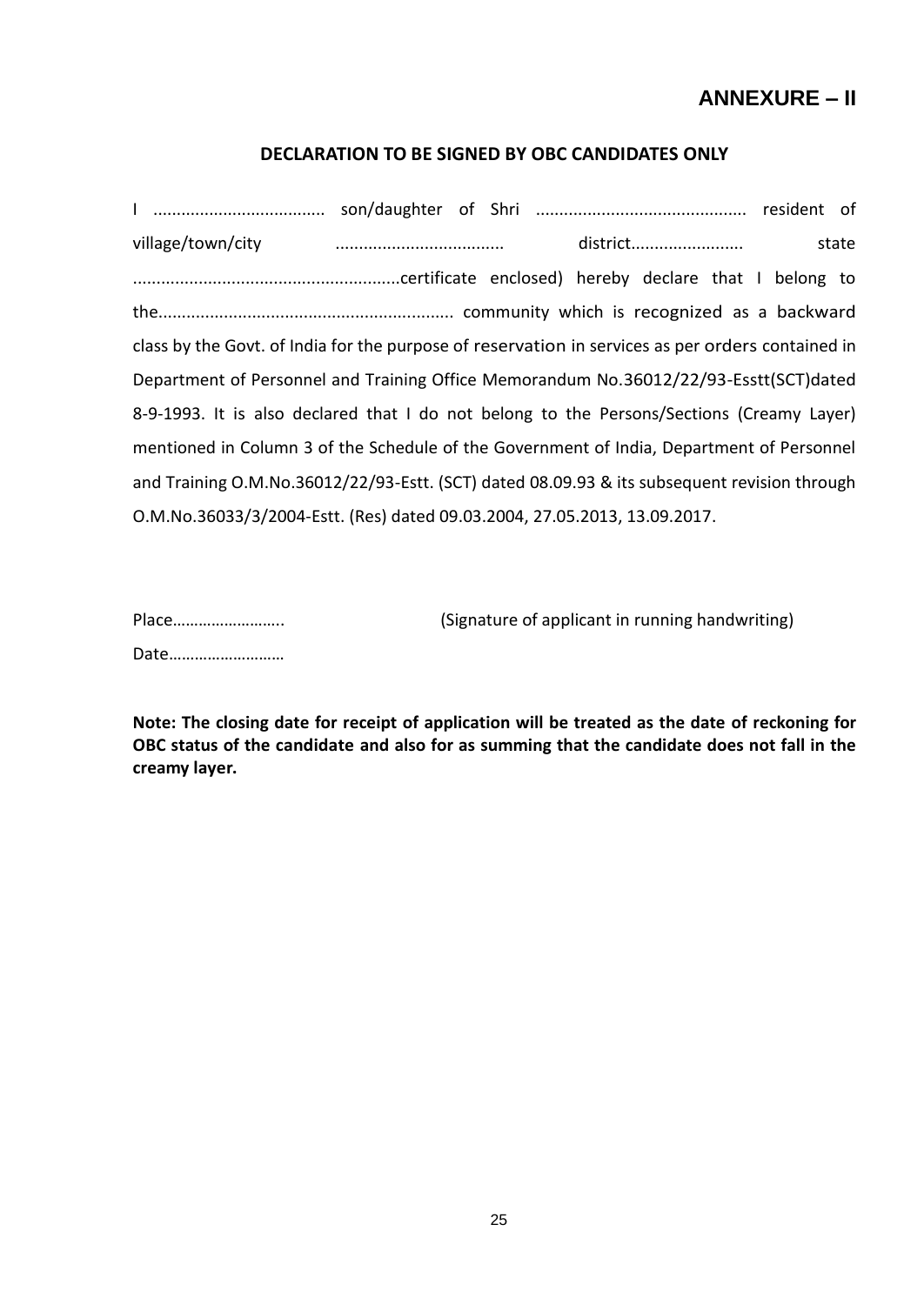# ANNEXURE – II

## DECLARATION TO BE SIGNED BY OBC CANDIDATES ONLY

I .................................... son/daughter of Shri ............................................ resident of village/town/city ................................... district....................... state ........................................................certificate enclosed) hereby declare that I belong to the............................................................. community which is recognized as a backward class by the Govt. of India for the purpose of reservation in services as per orders contained in Department of Personnel and Training Office Memorandum No.36012/22/93-Esstt(SCT)dated 8-9-1993. It is also declared that I do not belong to the Persons/Sections (Creamy Layer) mentioned in Column 3 of the Schedule of the Government of India, Department of Personnel and Training O.M.No.36012/22/93-Estt. (SCT) dated 08.09.93 & its subsequent revision through O.M.No.36033/3/2004-Estt. (Res) dated 09.03.2004, 27.05.2013, 13.09.2017.

Place…………………….. (Signature of applicant in running handwriting)

Date………………………

**Note: The closing date for receipt of application will be treated as the date of reckoning for OBC status of the candidate and also for as summing that the candidate does not fall in the creamy layer.**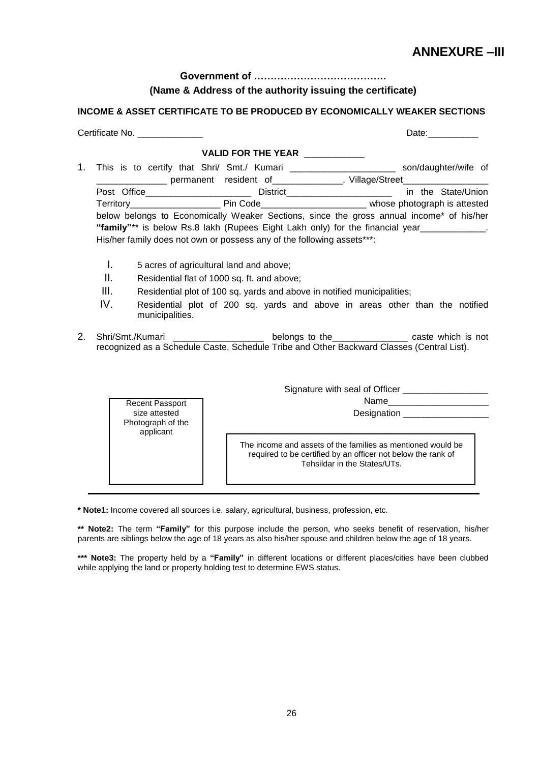# ANNEXURE –III

**Government of ………………………………….**

**(Name & Address of the authority issuing the certificate)**

**INCOME & ASSET CERTIFICATE TO BE PRODUCED BY ECONOMICALLY WEAKER SECTIONS**

Certificate No. _____________ Date:__________

**VALID FOR THE YEAR** ____________

1. This is to certify that Shri/ Smt./ Kumari _____________________ son/daughter/wife of ______________ permanent resident of______________, Village/Street_________________ Post Office_____________________ District_____________________ in the State/Union Territory__________________ Pin Code_____________________ whose photograph is attested below belongs to Economically Weaker Sections, since the gross annual income* of his/her **"family"**** is below Rs.8 lakh (Rupees Eight Lakh only) for the financial year_____________. His/her family does not own or possess any of the following assets***:

   I. 5 acres of agricultural land and above;
   II. Residential flat of 1000 sq. ft. and above;
   III. Residential plot of 100 sq. yards and above in notified municipalities;
   IV. Residential plot of 200 sq. yards and above in areas other than the notified municipalities.

2. Shri/Smt./Kumari __________________ belongs to the_______________ caste which is not recognized as a Schedule Caste, Schedule Tribe and Other Backward Classes (Central List).

Signature with seal of Officer _________________

Name____________________

Designation _________________

Recent Passport size attested Photograph of the applicant

The income and assets of the families as mentioned would be required to be certified by an officer not below the rank of Tehsildar in the States/UTs.

---

**\* Note1:** Income covered all sources i.e. salary, agricultural, business, profession, etc.

**\*\* Note2:** The term **"Family"** for this purpose include the person, who seeks benefit of reservation, his/her parents are siblings below the age of 18 years as also his/her spouse and children below the age of 18 years.

**\*\*\* Note3:** The property held by a **"Family"** in different locations or different places/cities have been clubbed while applying the land or property holding test to determine EWS status.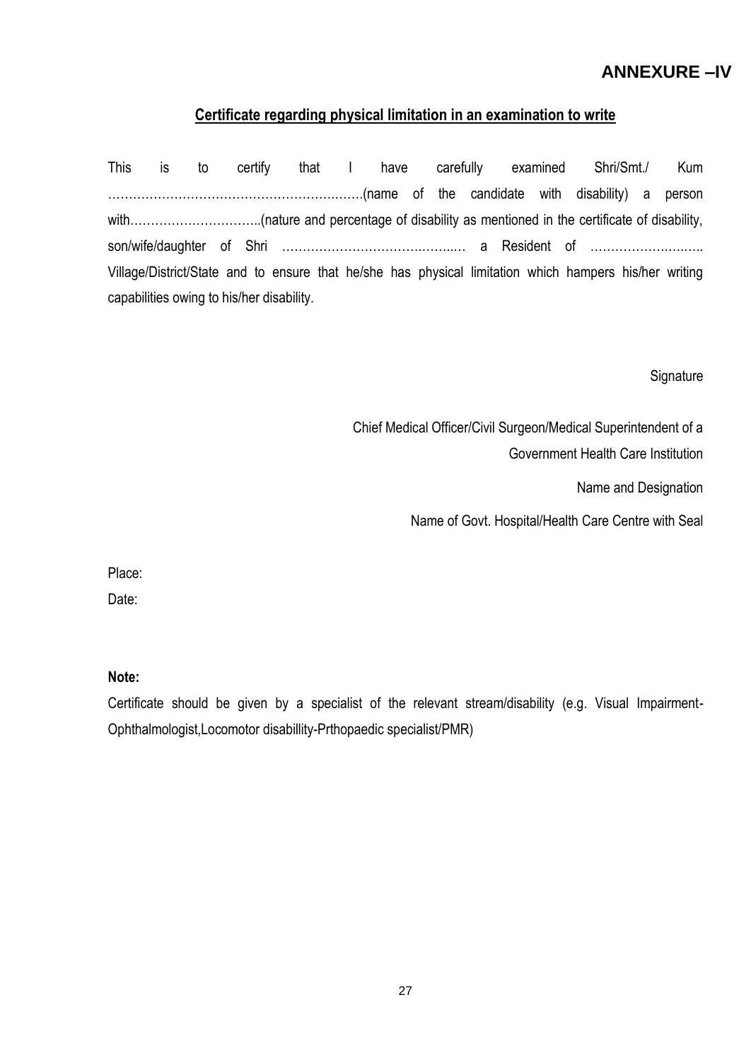**ANNEXURE –IV**

## Certificate regarding physical limitation in an examination to write

This is to certify that I have carefully examined Shri/Smt./ Kum …………………………………………………….(name of the candidate with disability) a person with…………………………..(nature and percentage of disability as mentioned in the certificate of disability, son/wife/daughter of Shri ……………………………….……… a Resident of …………………….….. Village/District/State and to ensure that he/she has physical limitation which hampers his/her writing capabilities owing to his/her disability.

Signature

Chief Medical Officer/Civil Surgeon/Medical Superintendent of a Government Health Care Institution

Name and Designation

Name of Govt. Hospital/Health Care Centre with Seal

Place:

Date:

**Note:**

Certificate should be given by a specialist of the relevant stream/disability (e.g. Visual Impairment-Ophthalmologist,Locomotor disabillity-Prthopaedic specialist/PMR)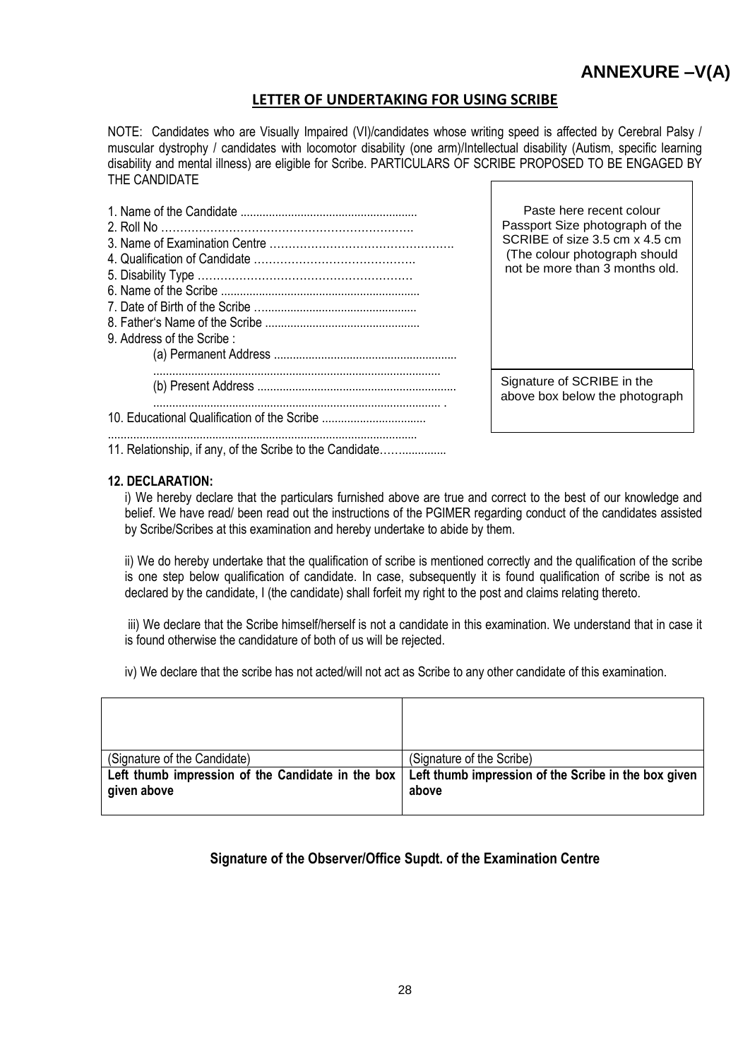# ANNEXURE –V(A)

## LETTER OF UNDERTAKING FOR USING SCRIBE

NOTE: Candidates who are Visually Impaired (VI)/candidates whose writing speed is affected by Cerebral Palsy / muscular dystrophy / candidates with locomotor disability (one arm)/Intellectual disability (Autism, specific learning disability and mental illness) are eligible for Scribe. PARTICULARS OF SCRIBE PROPOSED TO BE ENGAGED BY THE CANDIDATE

1. Name of the Candidate ........................................................
2. Roll No ………………………………………………………….
3. Name of Examination Centre ………………………………………….
4. Qualification of Candidate …………………………………….
5. Disability Type …………………………………………………
6. Name of the Scribe ...............................................................
7. Date of Birth of the Scribe …................................................
8. Father's Name of the Scribe .................................................
9. Address of the Scribe :
   (a) Permanent Address .........................................................
   ..........................................................................................
   (b) Present Address ..............................................................
   .......................................................................................... .
10. Educational Qualification of the Scribe .................................
..................................................................................................
11. Relationship, if any, of the Scribe to the Candidate……..............

| Paste here recent colour Passport Size photograph of the SCRIBE of size 3.5 cm x 4.5 cm (The colour photograph should not be more than 3 months old. |
|---|
| Signature of SCRIBE in the above box below the photograph |

**12. DECLARATION:**

i) We hereby declare that the particulars furnished above are true and correct to the best of our knowledge and belief. We have read/ been read out the instructions of the PGIMER regarding conduct of the candidates assisted by Scribe/Scribes at this examination and hereby undertake to abide by them.

ii) We do hereby undertake that the qualification of scribe is mentioned correctly and the qualification of the scribe is one step below qualification of candidate. In case, subsequently it is found qualification of scribe is not as declared by the candidate, I (the candidate) shall forfeit my right to the post and claims relating thereto.

iii) We declare that the Scribe himself/herself is not a candidate in this examination. We understand that in case it is found otherwise the candidature of both of us will be rejected.

iv) We declare that the scribe has not acted/will not act as Scribe to any other candidate of this examination.

| | |
|---|---|
| (Signature of the Candidate) | (Signature of the Scribe) |
| **Left thumb impression of the Candidate in the box given above** | **Left thumb impression of the Scribe in the box given above** |

**Signature of the Observer/Office Supdt. of the Examination Centre**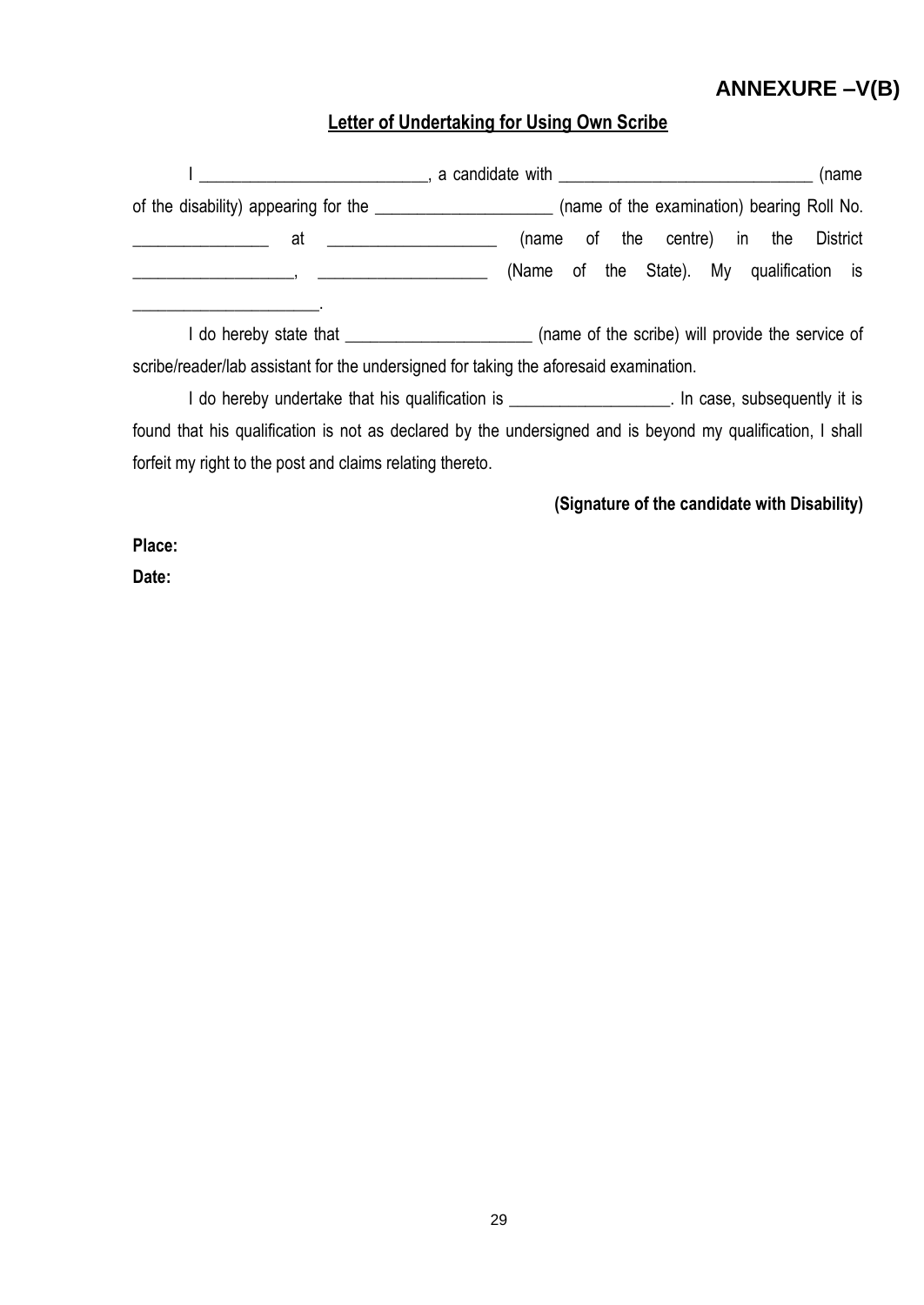**ANNEXURE –V(B)**

## Letter of Undertaking for Using Own Scribe

I ___________________________, a candidate with ______________________________ (name of the disability) appearing for the _____________________ (name of the examination) bearing Roll No. ________________ at ____________________ (name of the centre) in the District ___________________, ____________________ (Name of the State). My qualification is ______________________.

I do hereby state that ______________________ (name of the scribe) will provide the service of scribe/reader/lab assistant for the undersigned for taking the aforesaid examination.

I do hereby undertake that his qualification is ___________________. In case, subsequently it is found that his qualification is not as declared by the undersigned and is beyond my qualification, I shall forfeit my right to the post and claims relating thereto.

**(Signature of the candidate with Disability)**

**Place:**

**Date:**